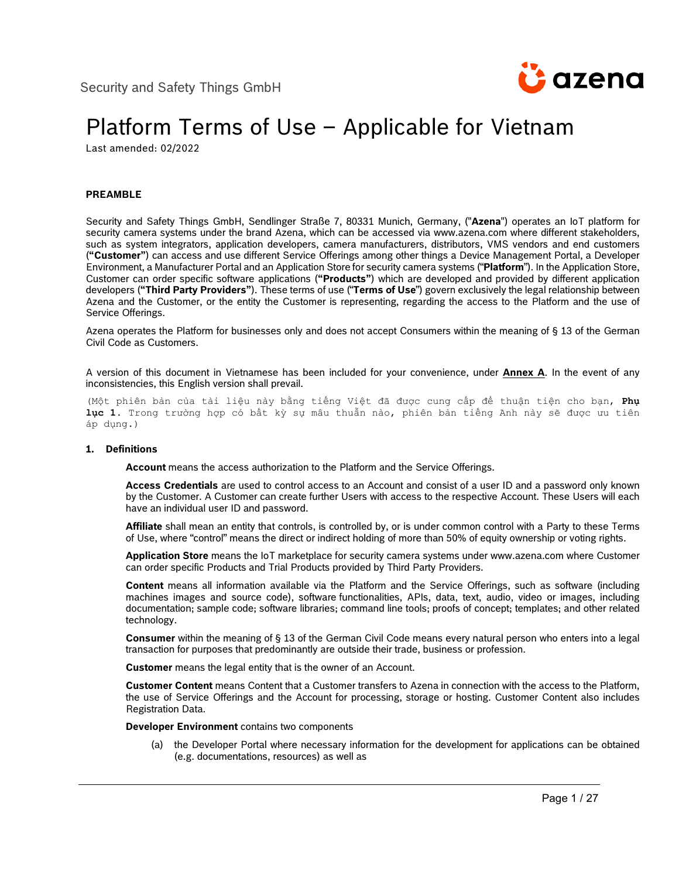Security and Safety Things GmbH

# Platform Terms of Use – Applicable for Vietnam

Last amended: 02/2022

**PREAMBLE**

Security and Safety Things GmbH, Sendlinger Straße 7, 80331 Munich, Germany, ("**Azena**") operates an IoT platform for security camera systems under the brand Azena, which can be accessed via www.azena.com where different stakeholders, such as system integrators, application developers, camera manufacturers, distributors, VMS vendors and end customers (**"Customer"**) can access and use different Service Offerings among other things a Device Management Portal, a Developer Environment, a Manufacturer Portal and an Application Store for security camera systems ("**Platform**"). In the Application Store, Customer can order specific software applications (**"Products"**) which are developed and provided by different application developers (**"Third Party Providers"**). These terms of use ("**Terms of Use**") govern exclusively the legal relationship between Azena and the Customer, or the entity the Customer is representing, regarding the access to the Platform and the use of Service Offerings.

Azena operates the Platform for businesses only and does not accept Consumers within the meaning of § 13 of the German Civil Code as Customers.

A version of this document in Vietnamese has been included for your convenience, under **Annex A**. In the event of any inconsistencies, this English version shall prevail.

(Một phiên bản của tài liệu này bằng tiếng Việt đã được cung cấp để thuận tiện cho bạn, **Phụ lục 1**. Trong trường hợp có bất kỳ sự mâu thuẫn nào, phiên bản tiếng Anh này sẽ được ưu tiên áp dụng.)

**1. Definitions**

**Account** means the access authorization to the Platform and the Service Offerings.

**Access Credentials** are used to control access to an Account and consist of a user ID and a password only known by the Customer. A Customer can create further Users with access to the respective Account. These Users will each have an individual user ID and password.

**Affiliate** shall mean an entity that controls, is controlled by, or is under common control with a Party to these Terms of Use, where "control" means the direct or indirect holding of more than 50% of equity ownership or voting rights.

**Application Store** means the IoT marketplace for security camera systems under www.azena.com where Customer can order specific Products and Trial Products provided by Third Party Providers.

**Content** means all information available via the Platform and the Service Offerings, such as software (including machines images and source code), software functionalities, APIs, data, text, audio, video or images, including documentation; sample code; software libraries; command line tools; proofs of concept; templates; and other related technology.

**Consumer** within the meaning of § 13 of the German Civil Code means every natural person who enters into a legal transaction for purposes that predominantly are outside their trade, business or profession.

**Customer** means the legal entity that is the owner of an Account.

**Customer Content** means Content that a Customer transfers to Azena in connection with the access to the Platform, the use of Service Offerings and the Account for processing, storage or hosting. Customer Content also includes Registration Data.

**Developer Environment** contains two components

(a) the Developer Portal where necessary information for the development for applications can be obtained (e.g. documentations, resources) as well as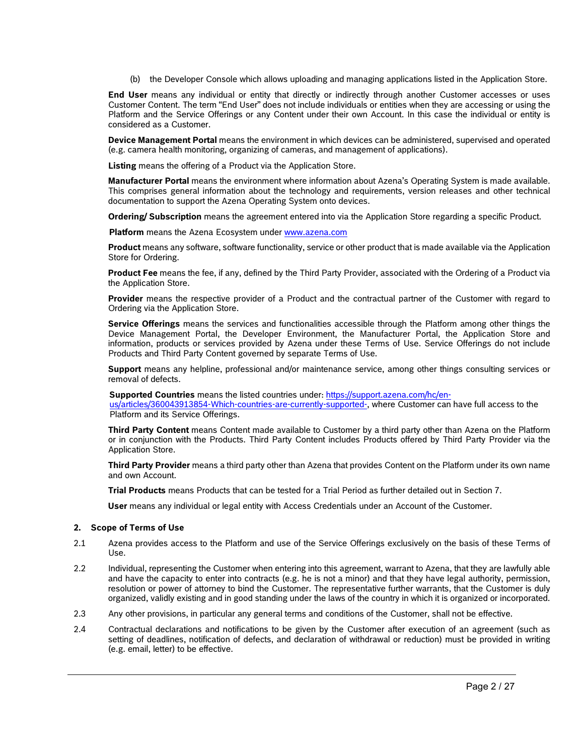(b) the Developer Console which allows uploading and managing applications listed in the Application Store.

**End User** means any individual or entity that directly or indirectly through another Customer accesses or uses Customer Content. The term “End User” does not include individuals or entities when they are accessing or using the Platform and the Service Offerings or any Content under their own Account. In this case the individual or entity is considered as a Customer.

**Device Management Portal** means the environment in which devices can be administered, supervised and operated (e.g. camera health monitoring, organizing of cameras, and management of applications).

**Listing** means the offering of a Product via the Application Store.

**Manufacturer Portal** means the environment where information about Azena’s Operating System is made available. This comprises general information about the technology and requirements, version releases and other technical documentation to support the Azena Operating System onto devices.

**Ordering/ Subscription** means the agreement entered into via the Application Store regarding a specific Product.

**Platform** means the Azena Ecosystem under www.azena.com

**Product** means any software, software functionality, service or other product that is made available via the Application Store for Ordering.

**Product Fee** means the fee, if any, defined by the Third Party Provider, associated with the Ordering of a Product via the Application Store.

**Provider** means the respective provider of a Product and the contractual partner of the Customer with regard to Ordering via the Application Store.

**Service Offerings** means the services and functionalities accessible through the Platform among other things the Device Management Portal, the Developer Environment, the Manufacturer Portal, the Application Store and information, products or services provided by Azena under these Terms of Use. Service Offerings do not include Products and Third Party Content governed by separate Terms of Use.

**Support** means any helpline, professional and/or maintenance service, among other things consulting services or removal of defects.

**Supported Countries** means the listed countries under: https://support.azena.com/hc/en-us/articles/360043913854-Which-countries-are-currently-supported-, where Customer can have full access to the Platform and its Service Offerings.

**Third Party Content** means Content made available to Customer by a third party other than Azena on the Platform or in conjunction with the Products. Third Party Content includes Products offered by Third Party Provider via the Application Store.

**Third Party Provider** means a third party other than Azena that provides Content on the Platform under its own name and own Account.

**Trial Products** means Products that can be tested for a Trial Period as further detailed out in Section 7.

**User** means any individual or legal entity with Access Credentials under an Account of the Customer.

## 2. Scope of Terms of Use

2.1 Azena provides access to the Platform and use of the Service Offerings exclusively on the basis of these Terms of Use.

2.2 Individual, representing the Customer when entering into this agreement, warrant to Azena, that they are lawfully able and have the capacity to enter into contracts (e.g. he is not a minor) and that they have legal authority, permission, resolution or power of attorney to bind the Customer. The representative further warrants, that the Customer is duly organized, validly existing and in good standing under the laws of the country in which it is organized or incorporated.

2.3 Any other provisions, in particular any general terms and conditions of the Customer, shall not be effective.

2.4 Contractual declarations and notifications to be given by the Customer after execution of an agreement (such as setting of deadlines, notification of defects, and declaration of withdrawal or reduction) must be provided in writing (e.g. email, letter) to be effective.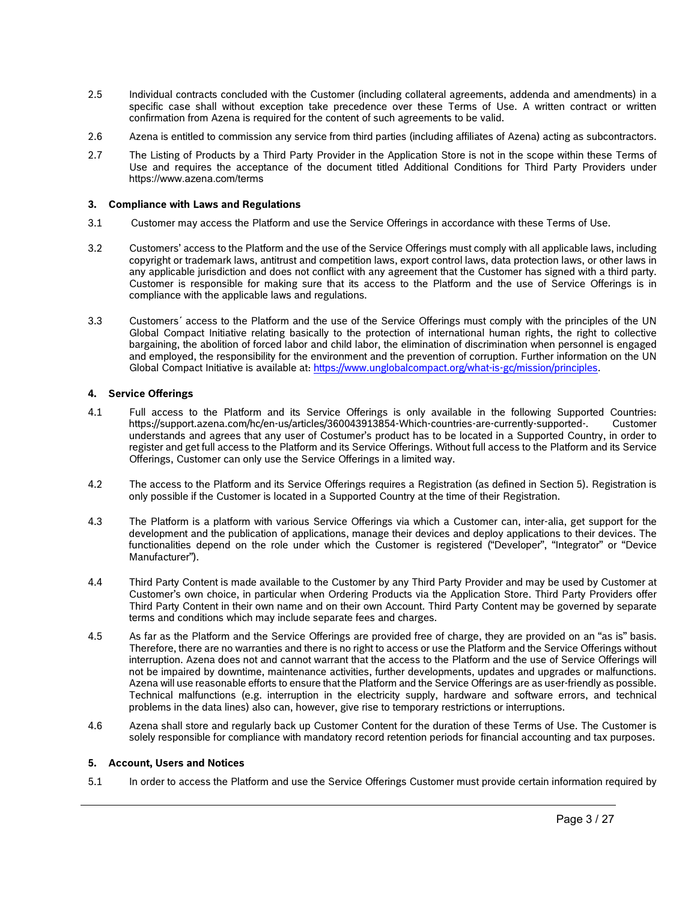2.5 Individual contracts concluded with the Customer (including collateral agreements, addenda and amendments) in a specific case shall without exception take precedence over these Terms of Use. A written contract or written confirmation from Azena is required for the content of such agreements to be valid.

2.6 Azena is entitled to commission any service from third parties (including affiliates of Azena) acting as subcontractors.

2.7 The Listing of Products by a Third Party Provider in the Application Store is not in the scope within these Terms of Use and requires the acceptance of the document titled Additional Conditions for Third Party Providers under https://www.azena.com/terms

### 3. Compliance with Laws and Regulations

3.1 Customer may access the Platform and use the Service Offerings in accordance with these Terms of Use.

3.2 Customers' access to the Platform and the use of the Service Offerings must comply with all applicable laws, including copyright or trademark laws, antitrust and competition laws, export control laws, data protection laws, or other laws in any applicable jurisdiction and does not conflict with any agreement that the Customer has signed with a third party. Customer is responsible for making sure that its access to the Platform and the use of Service Offerings is in compliance with the applicable laws and regulations.

3.3 Customers´ access to the Platform and the use of the Service Offerings must comply with the principles of the UN Global Compact Initiative relating basically to the protection of international human rights, the right to collective bargaining, the abolition of forced labor and child labor, the elimination of discrimination when personnel is engaged and employed, the responsibility for the environment and the prevention of corruption. Further information on the UN Global Compact Initiative is available at: https://www.unglobalcompact.org/what-is-gc/mission/principles.

### 4. Service Offerings

4.1 Full access to the Platform and its Service Offerings is only available in the following Supported Countries: https://support.azena.com/hc/en-us/articles/360043913854-Which-countries-are-currently-supported-. Customer understands and agrees that any user of Costumer's product has to be located in a Supported Country, in order to register and get full access to the Platform and its Service Offerings. Without full access to the Platform and its Service Offerings, Customer can only use the Service Offerings in a limited way.

4.2 The access to the Platform and its Service Offerings requires a Registration (as defined in Section 5). Registration is only possible if the Customer is located in a Supported Country at the time of their Registration.

4.3 The Platform is a platform with various Service Offerings via which a Customer can, inter-alia, get support for the development and the publication of applications, manage their devices and deploy applications to their devices. The functionalities depend on the role under which the Customer is registered ("Developer", "Integrator" or "Device Manufacturer").

4.4 Third Party Content is made available to the Customer by any Third Party Provider and may be used by Customer at Customer's own choice, in particular when Ordering Products via the Application Store. Third Party Providers offer Third Party Content in their own name and on their own Account. Third Party Content may be governed by separate terms and conditions which may include separate fees and charges.

4.5 As far as the Platform and the Service Offerings are provided free of charge, they are provided on an "as is" basis. Therefore, there are no warranties and there is no right to access or use the Platform and the Service Offerings without interruption. Azena does not and cannot warrant that the access to the Platform and the use of Service Offerings will not be impaired by downtime, maintenance activities, further developments, updates and upgrades or malfunctions. Azena will use reasonable efforts to ensure that the Platform and the Service Offerings are as user-friendly as possible. Technical malfunctions (e.g. interruption in the electricity supply, hardware and software errors, and technical problems in the data lines) also can, however, give rise to temporary restrictions or interruptions.

4.6 Azena shall store and regularly back up Customer Content for the duration of these Terms of Use. The Customer is solely responsible for compliance with mandatory record retention periods for financial accounting and tax purposes.

### 5. Account, Users and Notices

5.1 In order to access the Platform and use the Service Offerings Customer must provide certain information required by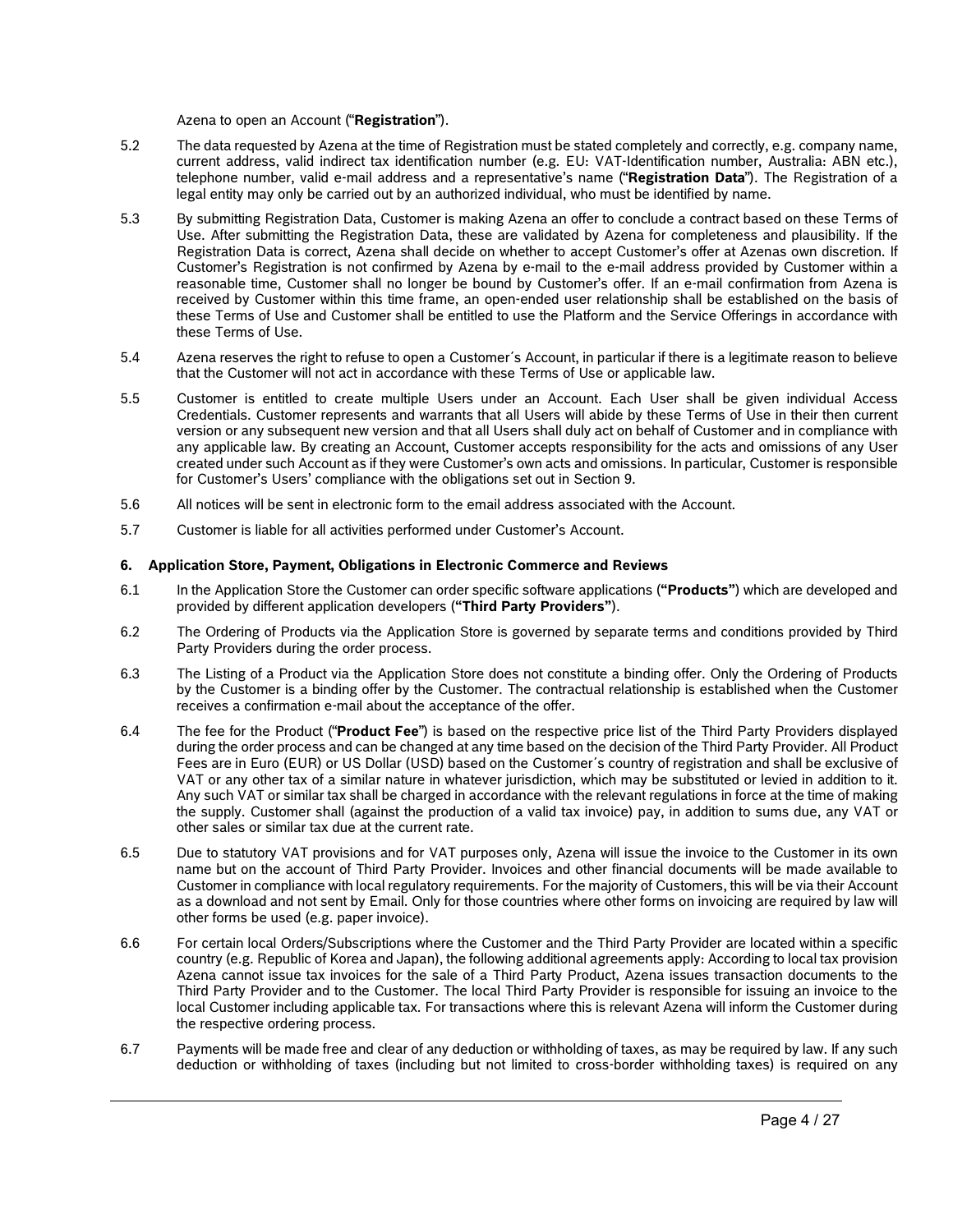Azena to open an Account ("**Registration**").

5.2 The data requested by Azena at the time of Registration must be stated completely and correctly, e.g. company name, current address, valid indirect tax identification number (e.g. EU: VAT-Identification number, Australia: ABN etc.), telephone number, valid e-mail address and a representative's name ("**Registration Data**"). The Registration of a legal entity may only be carried out by an authorized individual, who must be identified by name.

5.3 By submitting Registration Data, Customer is making Azena an offer to conclude a contract based on these Terms of Use. After submitting the Registration Data, these are validated by Azena for completeness and plausibility. If the Registration Data is correct, Azena shall decide on whether to accept Customer's offer at Azenas own discretion. If Customer's Registration is not confirmed by Azena by e-mail to the e-mail address provided by Customer within a reasonable time, Customer shall no longer be bound by Customer's offer. If an e-mail confirmation from Azena is received by Customer within this time frame, an open-ended user relationship shall be established on the basis of these Terms of Use and Customer shall be entitled to use the Platform and the Service Offerings in accordance with these Terms of Use.

5.4 Azena reserves the right to refuse to open a Customer´s Account, in particular if there is a legitimate reason to believe that the Customer will not act in accordance with these Terms of Use or applicable law.

5.5 Customer is entitled to create multiple Users under an Account. Each User shall be given individual Access Credentials. Customer represents and warrants that all Users will abide by these Terms of Use in their then current version or any subsequent new version and that all Users shall duly act on behalf of Customer and in compliance with any applicable law. By creating an Account, Customer accepts responsibility for the acts and omissions of any User created under such Account as if they were Customer's own acts and omissions. In particular, Customer is responsible for Customer's Users' compliance with the obligations set out in Section 9.

5.6 All notices will be sent in electronic form to the email address associated with the Account.

5.7 Customer is liable for all activities performed under Customer's Account.

## 6. Application Store, Payment, Obligations in Electronic Commerce and Reviews

6.1 In the Application Store the Customer can order specific software applications (**"Products"**) which are developed and provided by different application developers (**"Third Party Providers"**).

6.2 The Ordering of Products via the Application Store is governed by separate terms and conditions provided by Third Party Providers during the order process.

6.3 The Listing of a Product via the Application Store does not constitute a binding offer. Only the Ordering of Products by the Customer is a binding offer by the Customer. The contractual relationship is established when the Customer receives a confirmation e-mail about the acceptance of the offer.

6.4 The fee for the Product ("**Product Fee**") is based on the respective price list of the Third Party Providers displayed during the order process and can be changed at any time based on the decision of the Third Party Provider. All Product Fees are in Euro (EUR) or US Dollar (USD) based on the Customer´s country of registration and shall be exclusive of VAT or any other tax of a similar nature in whatever jurisdiction, which may be substituted or levied in addition to it. Any such VAT or similar tax shall be charged in accordance with the relevant regulations in force at the time of making the supply. Customer shall (against the production of a valid tax invoice) pay, in addition to sums due, any VAT or other sales or similar tax due at the current rate.

6.5 Due to statutory VAT provisions and for VAT purposes only, Azena will issue the invoice to the Customer in its own name but on the account of Third Party Provider. Invoices and other financial documents will be made available to Customer in compliance with local regulatory requirements. For the majority of Customers, this will be via their Account as a download and not sent by Email. Only for those countries where other forms on invoicing are required by law will other forms be used (e.g. paper invoice).

6.6 For certain local Orders/Subscriptions where the Customer and the Third Party Provider are located within a specific country (e.g. Republic of Korea and Japan), the following additional agreements apply: According to local tax provision Azena cannot issue tax invoices for the sale of a Third Party Product, Azena issues transaction documents to the Third Party Provider and to the Customer. The local Third Party Provider is responsible for issuing an invoice to the local Customer including applicable tax. For transactions where this is relevant Azena will inform the Customer during the respective ordering process.

6.7 Payments will be made free and clear of any deduction or withholding of taxes, as may be required by law. If any such deduction or withholding of taxes (including but not limited to cross-border withholding taxes) is required on any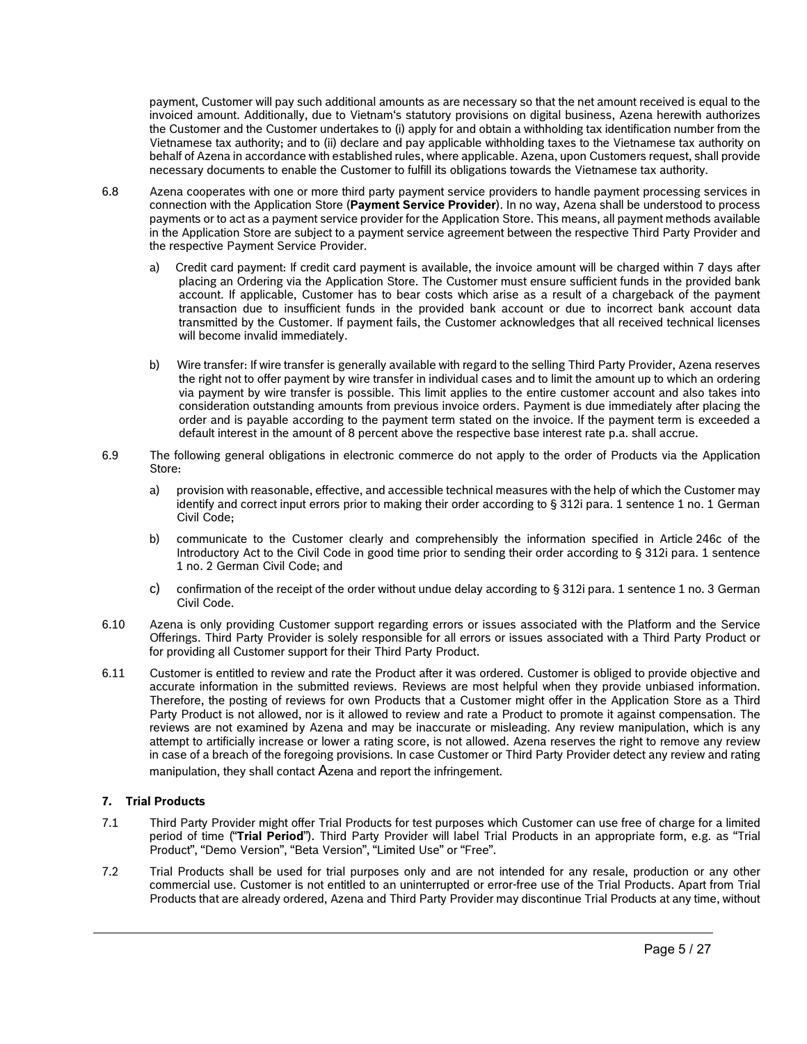payment, Customer will pay such additional amounts as are necessary so that the net amount received is equal to the invoiced amount. Additionally, due to Vietnam's statutory provisions on digital business, Azena herewith authorizes the Customer and the Customer undertakes to (i) apply for and obtain a withholding tax identification number from the Vietnamese tax authority; and to (ii) declare and pay applicable withholding taxes to the Vietnamese tax authority on behalf of Azena in accordance with established rules, where applicable. Azena, upon Customers request, shall provide necessary documents to enable the Customer to fulfill its obligations towards the Vietnamese tax authority.

6.8 Azena cooperates with one or more third party payment service providers to handle payment processing services in connection with the Application Store (**Payment Service Provider**). In no way, Azena shall be understood to process payments or to act as a payment service provider for the Application Store. This means, all payment methods available in the Application Store are subject to a payment service agreement between the respective Third Party Provider and the respective Payment Service Provider.

a) Credit card payment: If credit card payment is available, the invoice amount will be charged within 7 days after placing an Ordering via the Application Store. The Customer must ensure sufficient funds in the provided bank account. If applicable, Customer has to bear costs which arise as a result of a chargeback of the payment transaction due to insufficient funds in the provided bank account or due to incorrect bank account data transmitted by the Customer. If payment fails, the Customer acknowledges that all received technical licenses will become invalid immediately.

b) Wire transfer: If wire transfer is generally available with regard to the selling Third Party Provider, Azena reserves the right not to offer payment by wire transfer in individual cases and to limit the amount up to which an ordering via payment by wire transfer is possible. This limit applies to the entire customer account and also takes into consideration outstanding amounts from previous invoice orders. Payment is due immediately after placing the order and is payable according to the payment term stated on the invoice. If the payment term is exceeded a default interest in the amount of 8 percent above the respective base interest rate p.a. shall accrue.

6.9 The following general obligations in electronic commerce do not apply to the order of Products via the Application Store:

a) provision with reasonable, effective, and accessible technical measures with the help of which the Customer may identify and correct input errors prior to making their order according to § 312i para. 1 sentence 1 no. 1 German Civil Code;

b) communicate to the Customer clearly and comprehensibly the information specified in Article 246c of the Introductory Act to the Civil Code in good time prior to sending their order according to § 312i para. 1 sentence 1 no. 2 German Civil Code; and

c) confirmation of the receipt of the order without undue delay according to § 312i para. 1 sentence 1 no. 3 German Civil Code.

6.10 Azena is only providing Customer support regarding errors or issues associated with the Platform and the Service Offerings. Third Party Provider is solely responsible for all errors or issues associated with a Third Party Product or for providing all Customer support for their Third Party Product.

6.11 Customer is entitled to review and rate the Product after it was ordered. Customer is obliged to provide objective and accurate information in the submitted reviews. Reviews are most helpful when they provide unbiased information. Therefore, the posting of reviews for own Products that a Customer might offer in the Application Store as a Third Party Product is not allowed, nor is it allowed to review and rate a Product to promote it against compensation. The reviews are not examined by Azena and may be inaccurate or misleading. Any review manipulation, which is any attempt to artificially increase or lower a rating score, is not allowed. Azena reserves the right to remove any review in case of a breach of the foregoing provisions. In case Customer or Third Party Provider detect any review and rating manipulation, they shall contact Azena and report the infringement.

### 7. Trial Products

7.1 Third Party Provider might offer Trial Products for test purposes which Customer can use free of charge for a limited period of time ("**Trial Period**"). Third Party Provider will label Trial Products in an appropriate form, e.g. as "Trial Product", "Demo Version", "Beta Version", "Limited Use" or "Free".

7.2 Trial Products shall be used for trial purposes only and are not intended for any resale, production or any other commercial use. Customer is not entitled to an uninterrupted or error-free use of the Trial Products. Apart from Trial Products that are already ordered, Azena and Third Party Provider may discontinue Trial Products at any time, without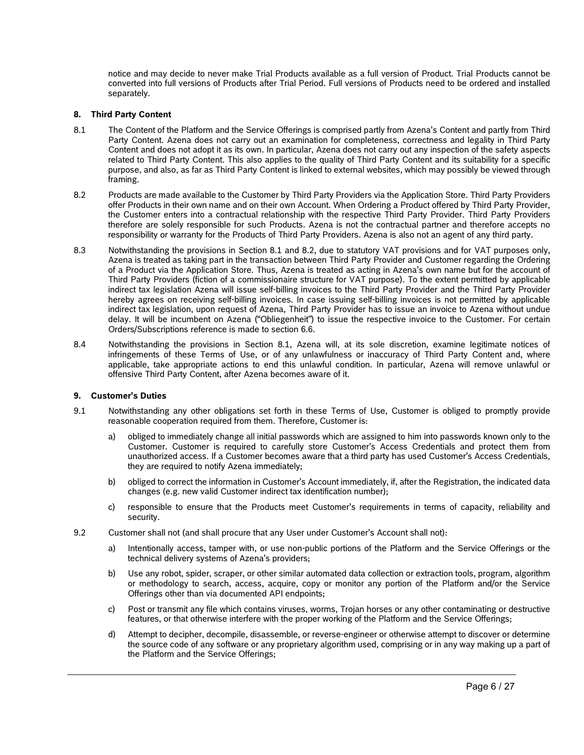notice and may decide to never make Trial Products available as a full version of Product. Trial Products cannot be converted into full versions of Products after Trial Period. Full versions of Products need to be ordered and installed separately.

## 8. Third Party Content

8.1 The Content of the Platform and the Service Offerings is comprised partly from Azena's Content and partly from Third Party Content. Azena does not carry out an examination for completeness, correctness and legality in Third Party Content and does not adopt it as its own. In particular, Azena does not carry out any inspection of the safety aspects related to Third Party Content. This also applies to the quality of Third Party Content and its suitability for a specific purpose, and also, as far as Third Party Content is linked to external websites, which may possibly be viewed through framing.

8.2 Products are made available to the Customer by Third Party Providers via the Application Store. Third Party Providers offer Products in their own name and on their own Account. When Ordering a Product offered by Third Party Provider, the Customer enters into a contractual relationship with the respective Third Party Provider. Third Party Providers therefore are solely responsible for such Products. Azena is not the contractual partner and therefore accepts no responsibility or warranty for the Products of Third Party Providers. Azena is also not an agent of any third party.

8.3 Notwithstanding the provisions in Section 8.1 and 8.2, due to statutory VAT provisions and for VAT purposes only, Azena is treated as taking part in the transaction between Third Party Provider and Customer regarding the Ordering of a Product via the Application Store. Thus, Azena is treated as acting in Azena's own name but for the account of Third Party Providers (fiction of a commissionaire structure for VAT purpose). To the extent permitted by applicable indirect tax legislation Azena will issue self-billing invoices to the Third Party Provider and the Third Party Provider hereby agrees on receiving self-billing invoices. In case issuing self-billing invoices is not permitted by applicable indirect tax legislation, upon request of Azena, Third Party Provider has to issue an invoice to Azena without undue delay. It will be incumbent on Azena ("Obliegenheit") to issue the respective invoice to the Customer. For certain Orders/Subscriptions reference is made to section 6.6.

8.4 Notwithstanding the provisions in Section 8.1, Azena will, at its sole discretion, examine legitimate notices of infringements of these Terms of Use, or of any unlawfulness or inaccuracy of Third Party Content and, where applicable, take appropriate actions to end this unlawful condition. In particular, Azena will remove unlawful or offensive Third Party Content, after Azena becomes aware of it.

## 9. Customer's Duties

9.1 Notwithstanding any other obligations set forth in these Terms of Use, Customer is obliged to promptly provide reasonable cooperation required from them. Therefore, Customer is:

a) obliged to immediately change all initial passwords which are assigned to him into passwords known only to the Customer. Customer is required to carefully store Customer's Access Credentials and protect them from unauthorized access. If a Customer becomes aware that a third party has used Customer's Access Credentials, they are required to notify Azena immediately;

b) obliged to correct the information in Customer's Account immediately, if, after the Registration, the indicated data changes (e.g. new valid Customer indirect tax identification number);

c) responsible to ensure that the Products meet Customer's requirements in terms of capacity, reliability and security.

9.2 Customer shall not (and shall procure that any User under Customer's Account shall not):

a) Intentionally access, tamper with, or use non-public portions of the Platform and the Service Offerings or the technical delivery systems of Azena's providers;

b) Use any robot, spider, scraper, or other similar automated data collection or extraction tools, program, algorithm or methodology to search, access, acquire, copy or monitor any portion of the Platform and/or the Service Offerings other than via documented API endpoints;

c) Post or transmit any file which contains viruses, worms, Trojan horses or any other contaminating or destructive features, or that otherwise interfere with the proper working of the Platform and the Service Offerings;

d) Attempt to decipher, decompile, disassemble, or reverse-engineer or otherwise attempt to discover or determine the source code of any software or any proprietary algorithm used, comprising or in any way making up a part of the Platform and the Service Offerings;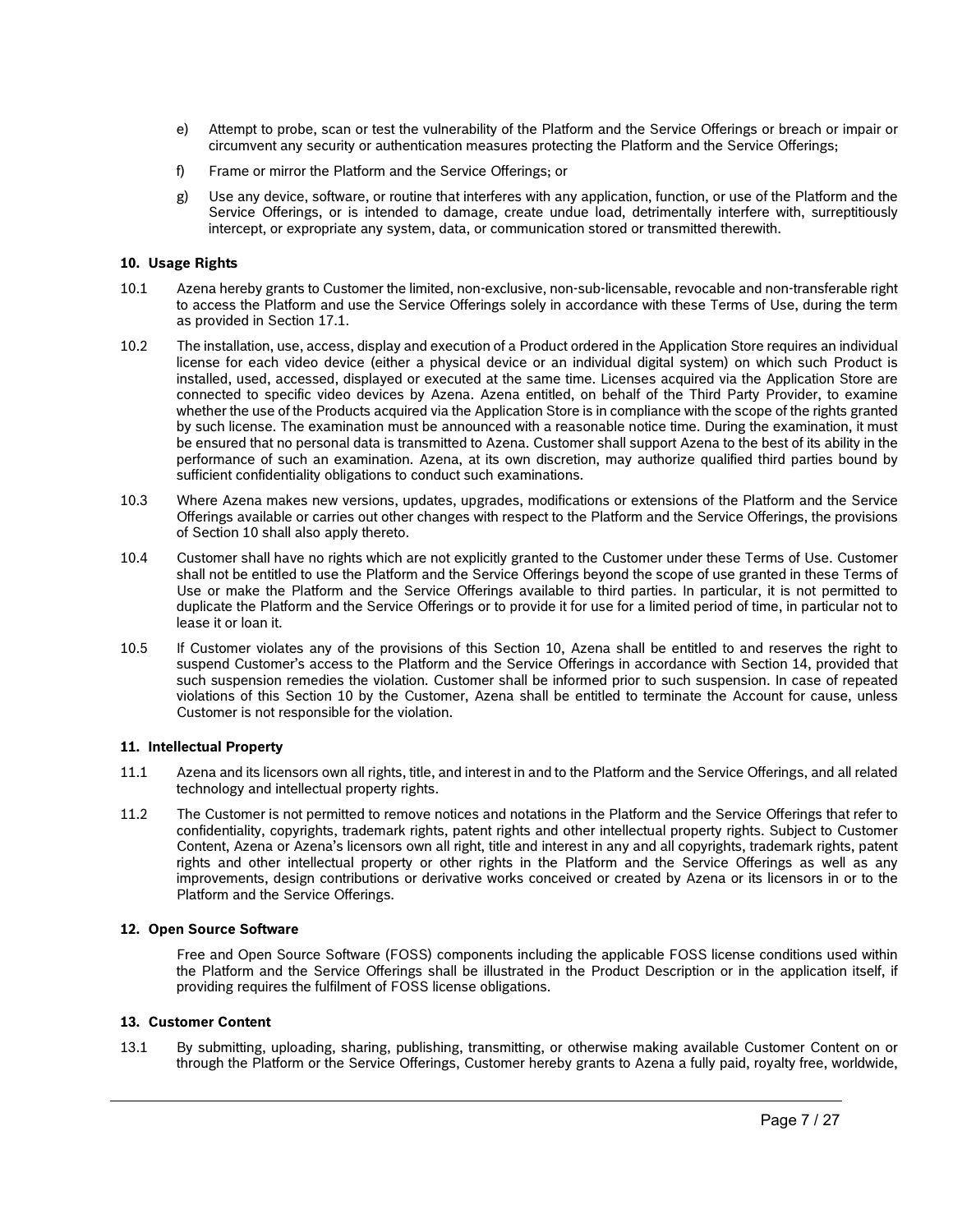e) Attempt to probe, scan or test the vulnerability of the Platform and the Service Offerings or breach or impair or circumvent any security or authentication measures protecting the Platform and the Service Offerings;

f) Frame or mirror the Platform and the Service Offerings; or

g) Use any device, software, or routine that interferes with any application, function, or use of the Platform and the Service Offerings, or is intended to damage, create undue load, detrimentally interfere with, surreptitiously intercept, or expropriate any system, data, or communication stored or transmitted therewith.

**10. Usage Rights**

10.1 Azena hereby grants to Customer the limited, non-exclusive, non-sub-licensable, revocable and non-transferable right to access the Platform and use the Service Offerings solely in accordance with these Terms of Use, during the term as provided in Section 17.1.

10.2 The installation, use, access, display and execution of a Product ordered in the Application Store requires an individual license for each video device (either a physical device or an individual digital system) on which such Product is installed, used, accessed, displayed or executed at the same time. Licenses acquired via the Application Store are connected to specific video devices by Azena. Azena entitled, on behalf of the Third Party Provider, to examine whether the use of the Products acquired via the Application Store is in compliance with the scope of the rights granted by such license. The examination must be announced with a reasonable notice time. During the examination, it must be ensured that no personal data is transmitted to Azena. Customer shall support Azena to the best of its ability in the performance of such an examination. Azena, at its own discretion, may authorize qualified third parties bound by sufficient confidentiality obligations to conduct such examinations.

10.3 Where Azena makes new versions, updates, upgrades, modifications or extensions of the Platform and the Service Offerings available or carries out other changes with respect to the Platform and the Service Offerings, the provisions of Section 10 shall also apply thereto.

10.4 Customer shall have no rights which are not explicitly granted to the Customer under these Terms of Use. Customer shall not be entitled to use the Platform and the Service Offerings beyond the scope of use granted in these Terms of Use or make the Platform and the Service Offerings available to third parties. In particular, it is not permitted to duplicate the Platform and the Service Offerings or to provide it for use for a limited period of time, in particular not to lease it or loan it.

10.5 If Customer violates any of the provisions of this Section 10, Azena shall be entitled to and reserves the right to suspend Customer's access to the Platform and the Service Offerings in accordance with Section 14, provided that such suspension remedies the violation. Customer shall be informed prior to such suspension. In case of repeated violations of this Section 10 by the Customer, Azena shall be entitled to terminate the Account for cause, unless Customer is not responsible for the violation.

**11. Intellectual Property**

11.1 Azena and its licensors own all rights, title, and interest in and to the Platform and the Service Offerings, and all related technology and intellectual property rights.

11.2 The Customer is not permitted to remove notices and notations in the Platform and the Service Offerings that refer to confidentiality, copyrights, trademark rights, patent rights and other intellectual property rights. Subject to Customer Content, Azena or Azena's licensors own all right, title and interest in any and all copyrights, trademark rights, patent rights and other intellectual property or other rights in the Platform and the Service Offerings as well as any improvements, design contributions or derivative works conceived or created by Azena or its licensors in or to the Platform and the Service Offerings.

**12. Open Source Software**

Free and Open Source Software (FOSS) components including the applicable FOSS license conditions used within the Platform and the Service Offerings shall be illustrated in the Product Description or in the application itself, if providing requires the fulfilment of FOSS license obligations.

**13. Customer Content**

13.1 By submitting, uploading, sharing, publishing, transmitting, or otherwise making available Customer Content on or through the Platform or the Service Offerings, Customer hereby grants to Azena a fully paid, royalty free, worldwide,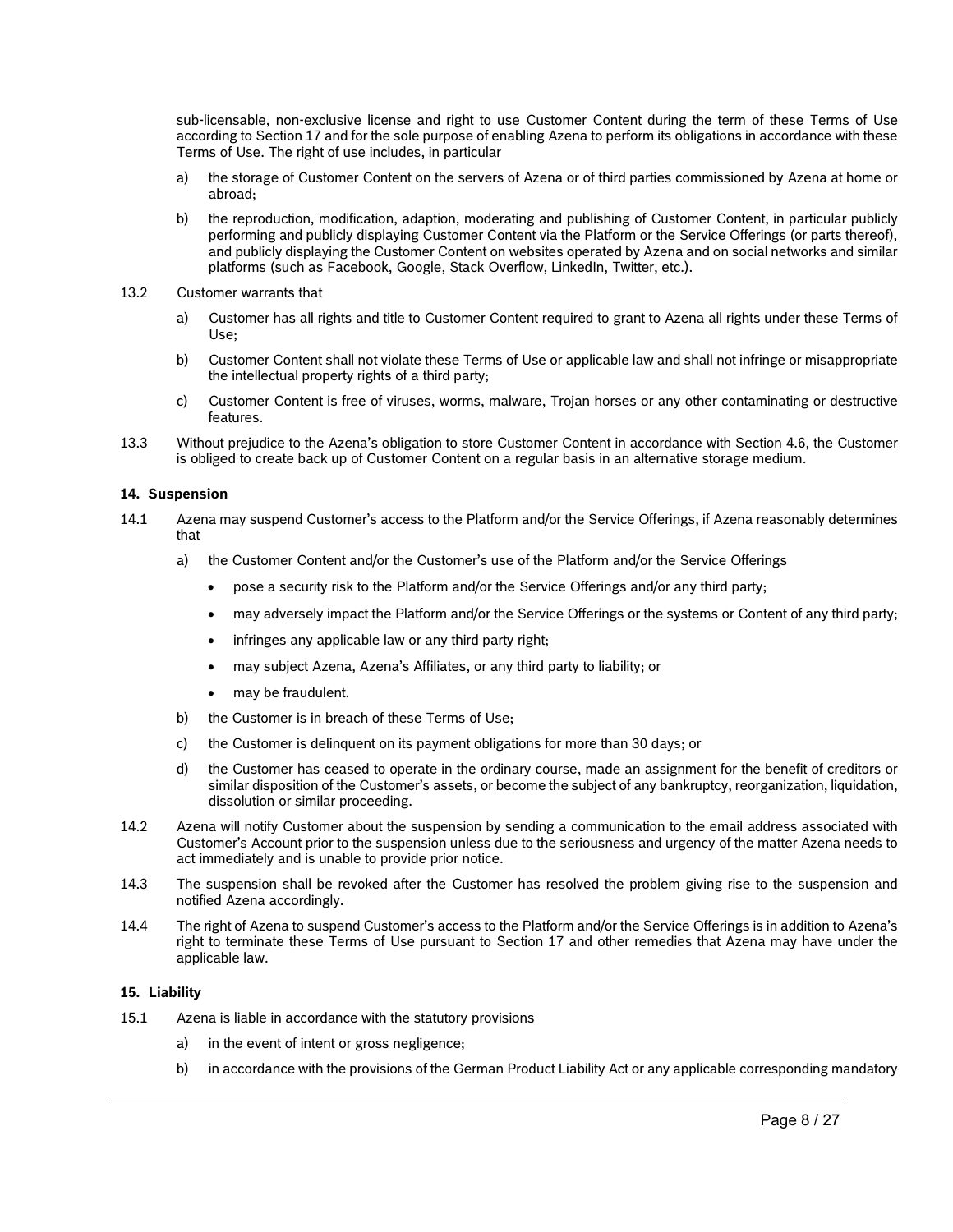sub-licensable, non-exclusive license and right to use Customer Content during the term of these Terms of Use according to Section 17 and for the sole purpose of enabling Azena to perform its obligations in accordance with these Terms of Use. The right of use includes, in particular

a) the storage of Customer Content on the servers of Azena or of third parties commissioned by Azena at home or abroad;

b) the reproduction, modification, adaption, moderating and publishing of Customer Content, in particular publicly performing and publicly displaying Customer Content via the Platform or the Service Offerings (or parts thereof), and publicly displaying the Customer Content on websites operated by Azena and on social networks and similar platforms (such as Facebook, Google, Stack Overflow, LinkedIn, Twitter, etc.).

13.2 Customer warrants that

a) Customer has all rights and title to Customer Content required to grant to Azena all rights under these Terms of Use;

b) Customer Content shall not violate these Terms of Use or applicable law and shall not infringe or misappropriate the intellectual property rights of a third party;

c) Customer Content is free of viruses, worms, malware, Trojan horses or any other contaminating or destructive features.

13.3 Without prejudice to the Azena's obligation to store Customer Content in accordance with Section 4.6, the Customer is obliged to create back up of Customer Content on a regular basis in an alternative storage medium.

### 14. Suspension

14.1 Azena may suspend Customer's access to the Platform and/or the Service Offerings, if Azena reasonably determines that

a) the Customer Content and/or the Customer's use of the Platform and/or the Service Offerings

- pose a security risk to the Platform and/or the Service Offerings and/or any third party;
- may adversely impact the Platform and/or the Service Offerings or the systems or Content of any third party;
- infringes any applicable law or any third party right;
- may subject Azena, Azena's Affiliates, or any third party to liability; or
- may be fraudulent.

b) the Customer is in breach of these Terms of Use;

c) the Customer is delinquent on its payment obligations for more than 30 days; or

d) the Customer has ceased to operate in the ordinary course, made an assignment for the benefit of creditors or similar disposition of the Customer's assets, or become the subject of any bankruptcy, reorganization, liquidation, dissolution or similar proceeding.

14.2 Azena will notify Customer about the suspension by sending a communication to the email address associated with Customer's Account prior to the suspension unless due to the seriousness and urgency of the matter Azena needs to act immediately and is unable to provide prior notice.

14.3 The suspension shall be revoked after the Customer has resolved the problem giving rise to the suspension and notified Azena accordingly.

14.4 The right of Azena to suspend Customer's access to the Platform and/or the Service Offerings is in addition to Azena's right to terminate these Terms of Use pursuant to Section 17 and other remedies that Azena may have under the applicable law.

### 15. Liability

15.1 Azena is liable in accordance with the statutory provisions

a) in the event of intent or gross negligence;

b) in accordance with the provisions of the German Product Liability Act or any applicable corresponding mandatory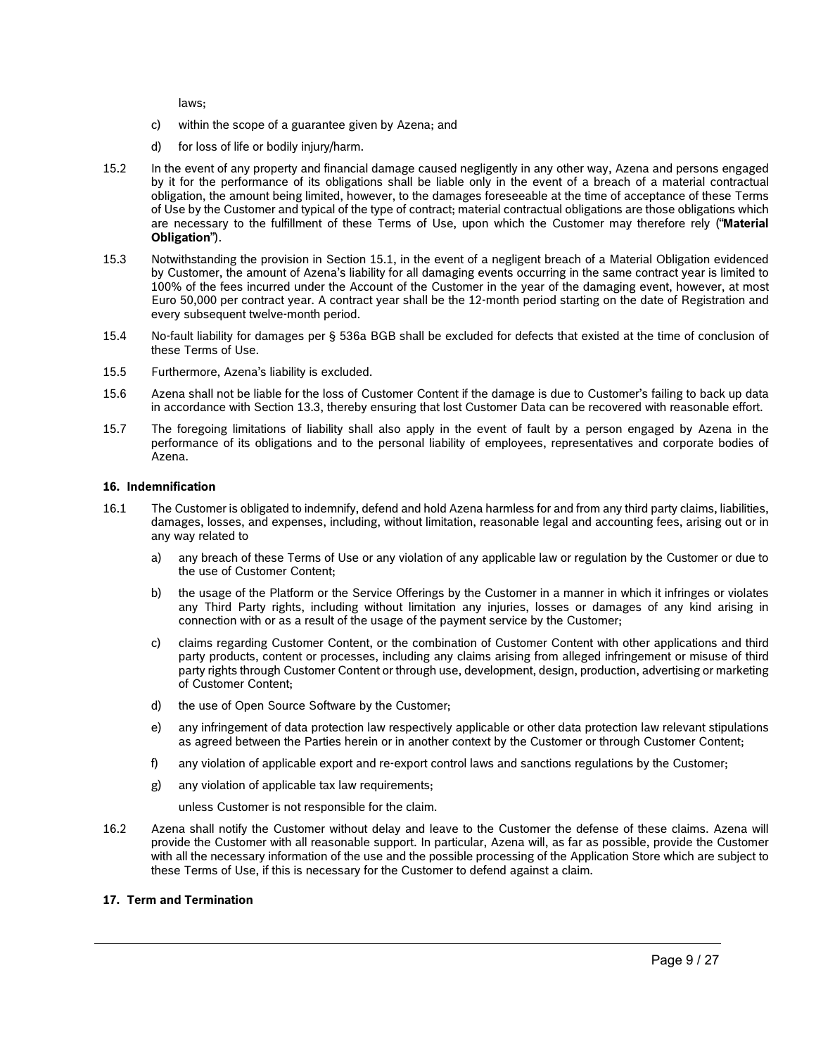laws;

c) within the scope of a guarantee given by Azena; and

d) for loss of life or bodily injury/harm.

15.2 In the event of any property and financial damage caused negligently in any other way, Azena and persons engaged by it for the performance of its obligations shall be liable only in the event of a breach of a material contractual obligation, the amount being limited, however, to the damages foreseeable at the time of acceptance of these Terms of Use by the Customer and typical of the type of contract; material contractual obligations are those obligations which are necessary to the fulfillment of these Terms of Use, upon which the Customer may therefore rely ("**Material Obligation**").

15.3 Notwithstanding the provision in Section 15.1, in the event of a negligent breach of a Material Obligation evidenced by Customer, the amount of Azena's liability for all damaging events occurring in the same contract year is limited to 100% of the fees incurred under the Account of the Customer in the year of the damaging event, however, at most Euro 50,000 per contract year. A contract year shall be the 12-month period starting on the date of Registration and every subsequent twelve-month period.

15.4 No-fault liability for damages per § 536a BGB shall be excluded for defects that existed at the time of conclusion of these Terms of Use.

15.5 Furthermore, Azena's liability is excluded.

15.6 Azena shall not be liable for the loss of Customer Content if the damage is due to Customer's failing to back up data in accordance with Section 13.3, thereby ensuring that lost Customer Data can be recovered with reasonable effort.

15.7 The foregoing limitations of liability shall also apply in the event of fault by a person engaged by Azena in the performance of its obligations and to the personal liability of employees, representatives and corporate bodies of Azena.

## 16. Indemnification

16.1 The Customer is obligated to indemnify, defend and hold Azena harmless for and from any third party claims, liabilities, damages, losses, and expenses, including, without limitation, reasonable legal and accounting fees, arising out or in any way related to

a) any breach of these Terms of Use or any violation of any applicable law or regulation by the Customer or due to the use of Customer Content;

b) the usage of the Platform or the Service Offerings by the Customer in a manner in which it infringes or violates any Third Party rights, including without limitation any injuries, losses or damages of any kind arising in connection with or as a result of the usage of the payment service by the Customer;

c) claims regarding Customer Content, or the combination of Customer Content with other applications and third party products, content or processes, including any claims arising from alleged infringement or misuse of third party rights through Customer Content or through use, development, design, production, advertising or marketing of Customer Content;

d) the use of Open Source Software by the Customer;

e) any infringement of data protection law respectively applicable or other data protection law relevant stipulations as agreed between the Parties herein or in another context by the Customer or through Customer Content;

f) any violation of applicable export and re-export control laws and sanctions regulations by the Customer;

g) any violation of applicable tax law requirements;

unless Customer is not responsible for the claim.

16.2 Azena shall notify the Customer without delay and leave to the Customer the defense of these claims. Azena will provide the Customer with all reasonable support. In particular, Azena will, as far as possible, provide the Customer with all the necessary information of the use and the possible processing of the Application Store which are subject to these Terms of Use, if this is necessary for the Customer to defend against a claim.

## 17. Term and Termination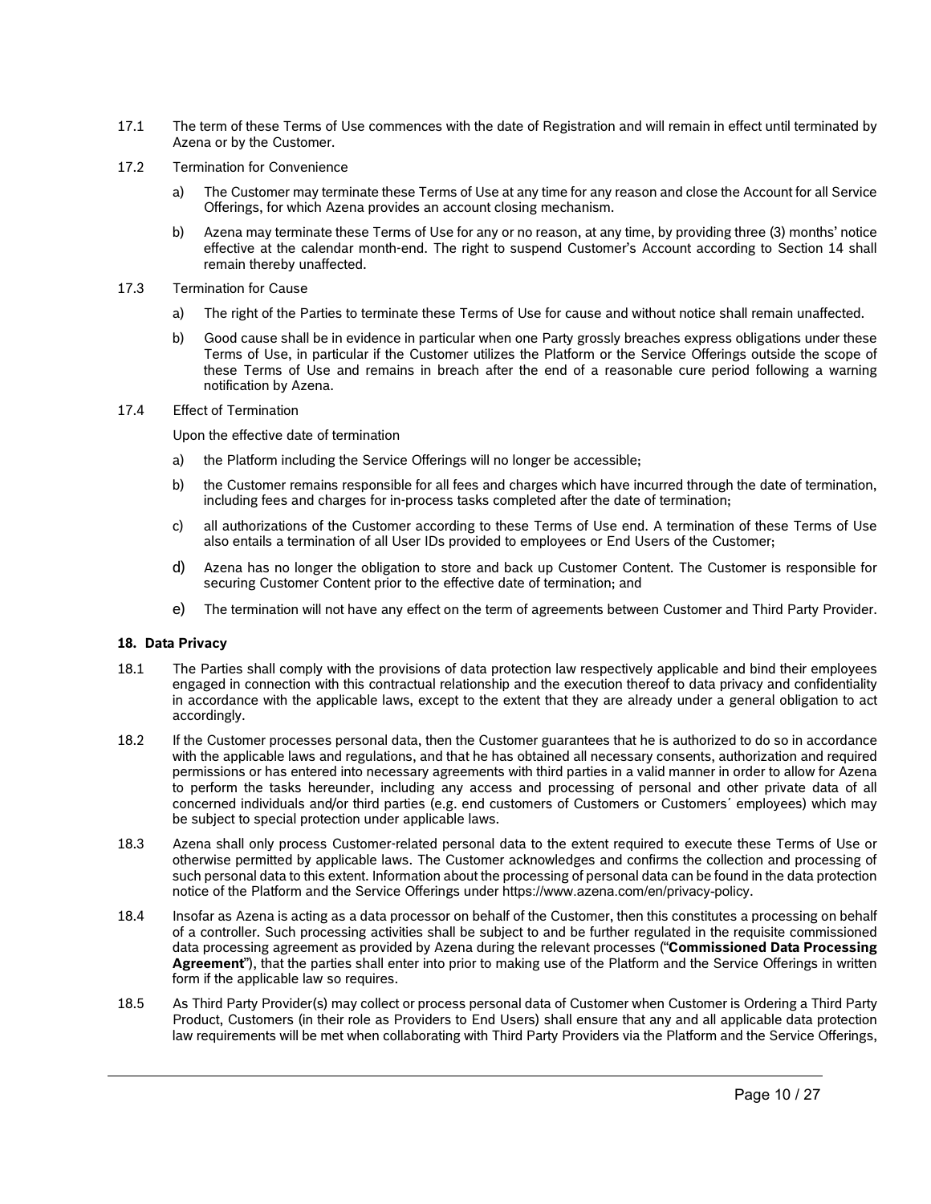17.1 The term of these Terms of Use commences with the date of Registration and will remain in effect until terminated by Azena or by the Customer.

17.2 Termination for Convenience

a) The Customer may terminate these Terms of Use at any time for any reason and close the Account for all Service Offerings, for which Azena provides an account closing mechanism.

b) Azena may terminate these Terms of Use for any or no reason, at any time, by providing three (3) months' notice effective at the calendar month-end. The right to suspend Customer's Account according to Section 14 shall remain thereby unaffected.

17.3 Termination for Cause

a) The right of the Parties to terminate these Terms of Use for cause and without notice shall remain unaffected.

b) Good cause shall be in evidence in particular when one Party grossly breaches express obligations under these Terms of Use, in particular if the Customer utilizes the Platform or the Service Offerings outside the scope of these Terms of Use and remains in breach after the end of a reasonable cure period following a warning notification by Azena.

17.4 Effect of Termination

Upon the effective date of termination

a) the Platform including the Service Offerings will no longer be accessible;

b) the Customer remains responsible for all fees and charges which have incurred through the date of termination, including fees and charges for in-process tasks completed after the date of termination;

c) all authorizations of the Customer according to these Terms of Use end. A termination of these Terms of Use also entails a termination of all User IDs provided to employees or End Users of the Customer;

d) Azena has no longer the obligation to store and back up Customer Content. The Customer is responsible for securing Customer Content prior to the effective date of termination; and

e) The termination will not have any effect on the term of agreements between Customer and Third Party Provider.

### 18. Data Privacy

18.1 The Parties shall comply with the provisions of data protection law respectively applicable and bind their employees engaged in connection with this contractual relationship and the execution thereof to data privacy and confidentiality in accordance with the applicable laws, except to the extent that they are already under a general obligation to act accordingly.

18.2 If the Customer processes personal data, then the Customer guarantees that he is authorized to do so in accordance with the applicable laws and regulations, and that he has obtained all necessary consents, authorization and required permissions or has entered into necessary agreements with third parties in a valid manner in order to allow for Azena to perform the tasks hereunder, including any access and processing of personal and other private data of all concerned individuals and/or third parties (e.g. end customers of Customers or Customers´ employees) which may be subject to special protection under applicable laws.

18.3 Azena shall only process Customer-related personal data to the extent required to execute these Terms of Use or otherwise permitted by applicable laws. The Customer acknowledges and confirms the collection and processing of such personal data to this extent. Information about the processing of personal data can be found in the data protection notice of the Platform and the Service Offerings under https://www.azena.com/en/privacy-policy.

18.4 Insofar as Azena is acting as a data processor on behalf of the Customer, then this constitutes a processing on behalf of a controller. Such processing activities shall be subject to and be further regulated in the requisite commissioned data processing agreement as provided by Azena during the relevant processes ("**Commissioned Data Processing Agreement**"), that the parties shall enter into prior to making use of the Platform and the Service Offerings in written form if the applicable law so requires.

18.5 As Third Party Provider(s) may collect or process personal data of Customer when Customer is Ordering a Third Party Product, Customers (in their role as Providers to End Users) shall ensure that any and all applicable data protection law requirements will be met when collaborating with Third Party Providers via the Platform and the Service Offerings,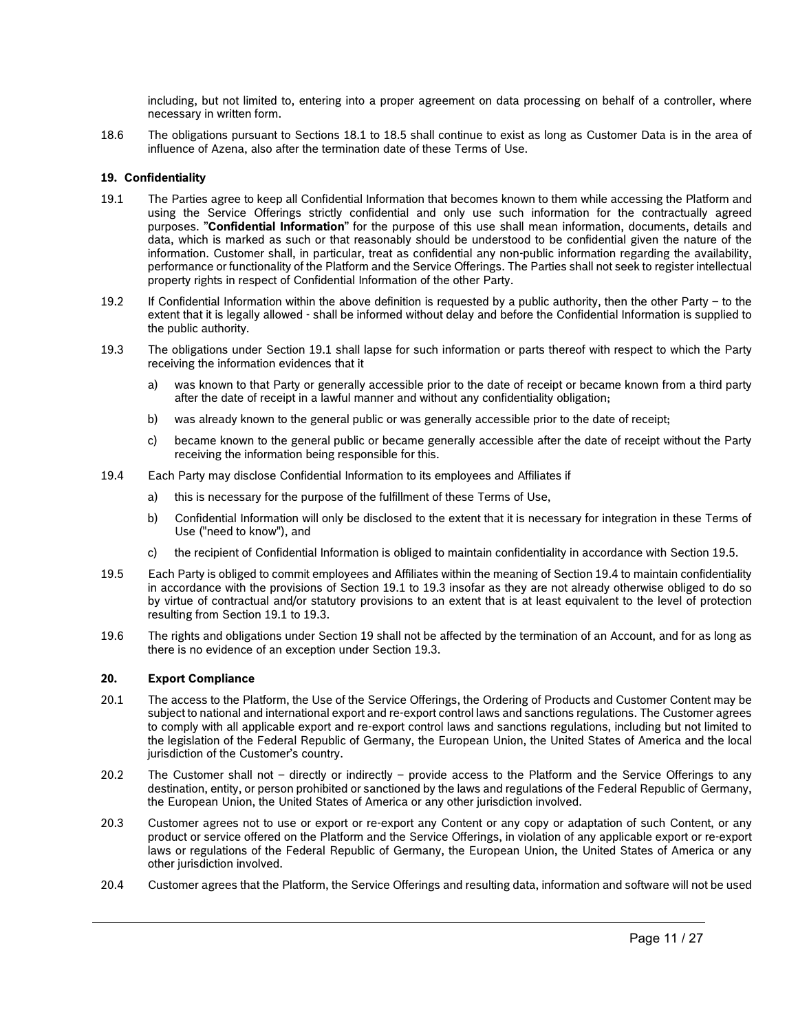including, but not limited to, entering into a proper agreement on data processing on behalf of a controller, where necessary in written form.

18.6 The obligations pursuant to Sections 18.1 to 18.5 shall continue to exist as long as Customer Data is in the area of influence of Azena, also after the termination date of these Terms of Use.

## 19. Confidentiality

19.1 The Parties agree to keep all Confidential Information that becomes known to them while accessing the Platform and using the Service Offerings strictly confidential and only use such information for the contractually agreed purposes. "**Confidential Information**" for the purpose of this use shall mean information, documents, details and data, which is marked as such or that reasonably should be understood to be confidential given the nature of the information. Customer shall, in particular, treat as confidential any non-public information regarding the availability, performance or functionality of the Platform and the Service Offerings. The Parties shall not seek to register intellectual property rights in respect of Confidential Information of the other Party.

19.2 If Confidential Information within the above definition is requested by a public authority, then the other Party – to the extent that it is legally allowed - shall be informed without delay and before the Confidential Information is supplied to the public authority.

19.3 The obligations under Section 19.1 shall lapse for such information or parts thereof with respect to which the Party receiving the information evidences that it

a) was known to that Party or generally accessible prior to the date of receipt or became known from a third party after the date of receipt in a lawful manner and without any confidentiality obligation;

b) was already known to the general public or was generally accessible prior to the date of receipt;

c) became known to the general public or became generally accessible after the date of receipt without the Party receiving the information being responsible for this.

19.4 Each Party may disclose Confidential Information to its employees and Affiliates if

a) this is necessary for the purpose of the fulfillment of these Terms of Use,

b) Confidential Information will only be disclosed to the extent that it is necessary for integration in these Terms of Use ("need to know"), and

c) the recipient of Confidential Information is obliged to maintain confidentiality in accordance with Section 19.5.

19.5 Each Party is obliged to commit employees and Affiliates within the meaning of Section 19.4 to maintain confidentiality in accordance with the provisions of Section 19.1 to 19.3 insofar as they are not already otherwise obliged to do so by virtue of contractual and/or statutory provisions to an extent that is at least equivalent to the level of protection resulting from Section 19.1 to 19.3.

19.6 The rights and obligations under Section 19 shall not be affected by the termination of an Account, and for as long as there is no evidence of an exception under Section 19.3.

## 20. Export Compliance

20.1 The access to the Platform, the Use of the Service Offerings, the Ordering of Products and Customer Content may be subject to national and international export and re-export control laws and sanctions regulations. The Customer agrees to comply with all applicable export and re-export control laws and sanctions regulations, including but not limited to the legislation of the Federal Republic of Germany, the European Union, the United States of America and the local jurisdiction of the Customer's country.

20.2 The Customer shall not – directly or indirectly – provide access to the Platform and the Service Offerings to any destination, entity, or person prohibited or sanctioned by the laws and regulations of the Federal Republic of Germany, the European Union, the United States of America or any other jurisdiction involved.

20.3 Customer agrees not to use or export or re-export any Content or any copy or adaptation of such Content, or any product or service offered on the Platform and the Service Offerings, in violation of any applicable export or re-export laws or regulations of the Federal Republic of Germany, the European Union, the United States of America or any other jurisdiction involved.

20.4 Customer agrees that the Platform, the Service Offerings and resulting data, information and software will not be used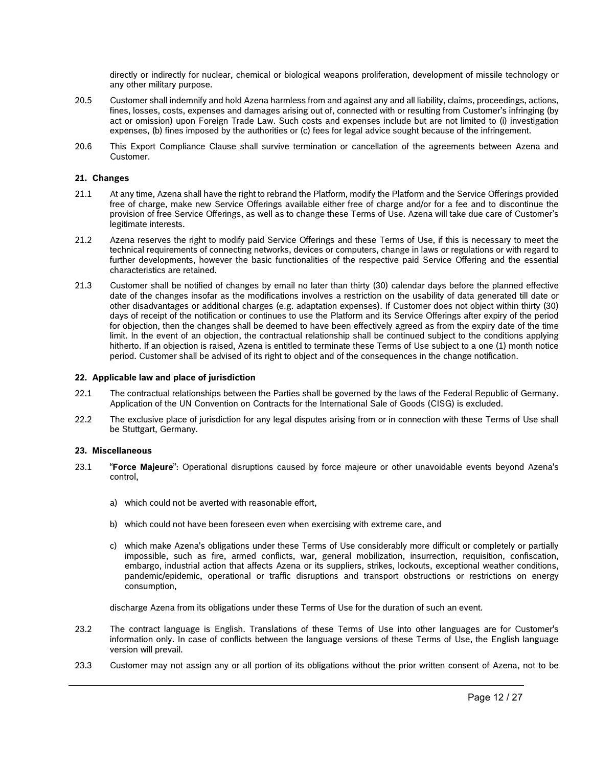directly or indirectly for nuclear, chemical or biological weapons proliferation, development of missile technology or any other military purpose.

20.5 Customer shall indemnify and hold Azena harmless from and against any and all liability, claims, proceedings, actions, fines, losses, costs, expenses and damages arising out of, connected with or resulting from Customer's infringing (by act or omission) upon Foreign Trade Law. Such costs and expenses include but are not limited to (i) investigation expenses, (b) fines imposed by the authorities or (c) fees for legal advice sought because of the infringement.

20.6 This Export Compliance Clause shall survive termination or cancellation of the agreements between Azena and Customer.

### 21. Changes

21.1 At any time, Azena shall have the right to rebrand the Platform, modify the Platform and the Service Offerings provided free of charge, make new Service Offerings available either free of charge and/or for a fee and to discontinue the provision of free Service Offerings, as well as to change these Terms of Use. Azena will take due care of Customer's legitimate interests.

21.2 Azena reserves the right to modify paid Service Offerings and these Terms of Use, if this is necessary to meet the technical requirements of connecting networks, devices or computers, change in laws or regulations or with regard to further developments, however the basic functionalities of the respective paid Service Offering and the essential characteristics are retained.

21.3 Customer shall be notified of changes by email no later than thirty (30) calendar days before the planned effective date of the changes insofar as the modifications involves a restriction on the usability of data generated till date or other disadvantages or additional charges (e.g. adaptation expenses). If Customer does not object within thirty (30) days of receipt of the notification or continues to use the Platform and its Service Offerings after expiry of the period for objection, then the changes shall be deemed to have been effectively agreed as from the expiry date of the time limit. In the event of an objection, the contractual relationship shall be continued subject to the conditions applying hitherto. If an objection is raised, Azena is entitled to terminate these Terms of Use subject to a one (1) month notice period. Customer shall be advised of its right to object and of the consequences in the change notification.

### 22. Applicable law and place of jurisdiction

22.1 The contractual relationships between the Parties shall be governed by the laws of the Federal Republic of Germany. Application of the UN Convention on Contracts for the International Sale of Goods (CISG) is excluded.

22.2 The exclusive place of jurisdiction for any legal disputes arising from or in connection with these Terms of Use shall be Stuttgart, Germany.

### 23. Miscellaneous

23.1 "**Force Majeure**": Operational disruptions caused by force majeure or other unavoidable events beyond Azena's control,

a) which could not be averted with reasonable effort,

b) which could not have been foreseen even when exercising with extreme care, and

c) which make Azena's obligations under these Terms of Use considerably more difficult or completely or partially impossible, such as fire, armed conflicts, war, general mobilization, insurrection, requisition, confiscation, embargo, industrial action that affects Azena or its suppliers, strikes, lockouts, exceptional weather conditions, pandemic/epidemic, operational or traffic disruptions and transport obstructions or restrictions on energy consumption,

discharge Azena from its obligations under these Terms of Use for the duration of such an event.

23.2 The contract language is English. Translations of these Terms of Use into other languages are for Customer's information only. In case of conflicts between the language versions of these Terms of Use, the English language version will prevail.

23.3 Customer may not assign any or all portion of its obligations without the prior written consent of Azena, not to be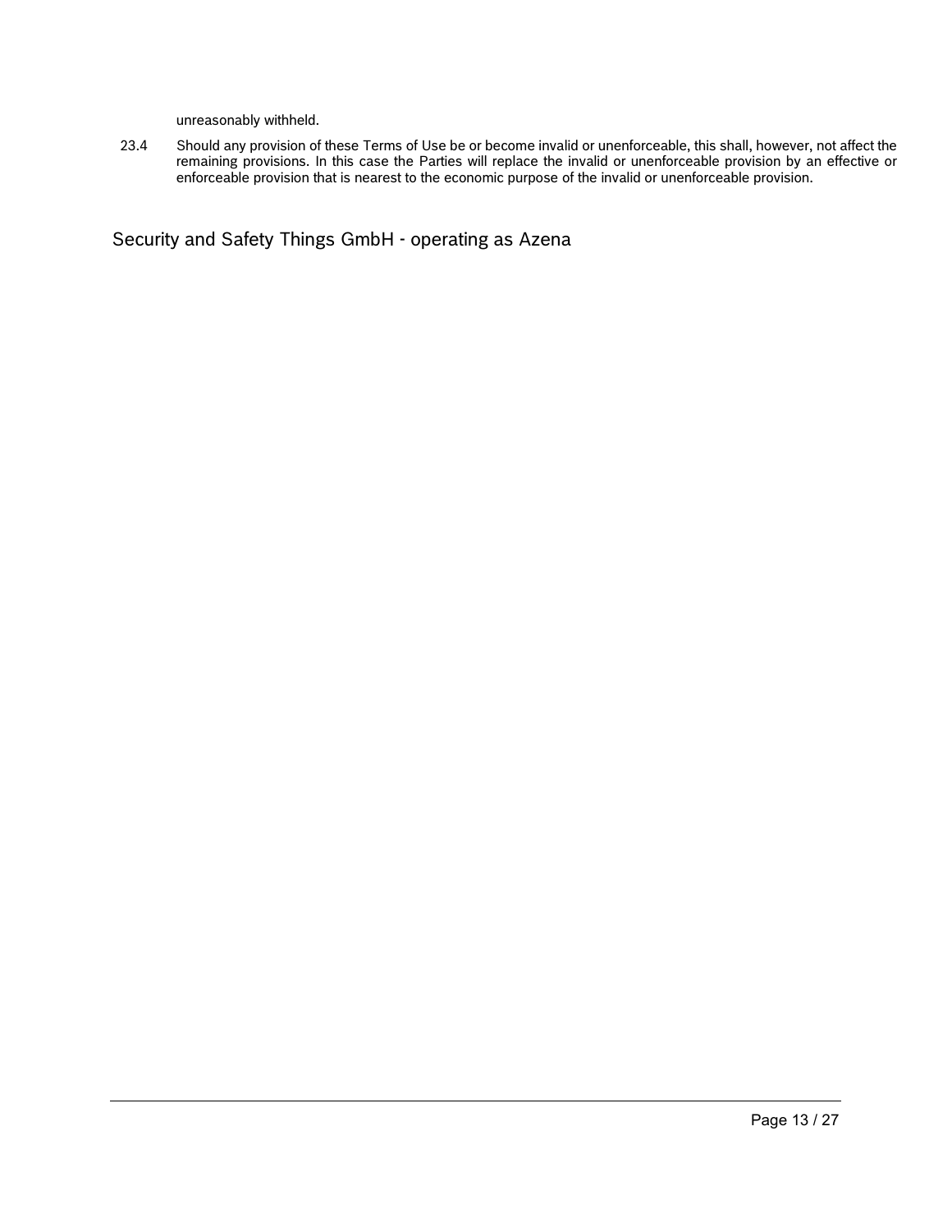unreasonably withheld.

23.4 Should any provision of these Terms of Use be or become invalid or unenforceable, this shall, however, not affect the remaining provisions. In this case the Parties will replace the invalid or unenforceable provision by an effective or enforceable provision that is nearest to the economic purpose of the invalid or unenforceable provision.

Security and Safety Things GmbH - operating as Azena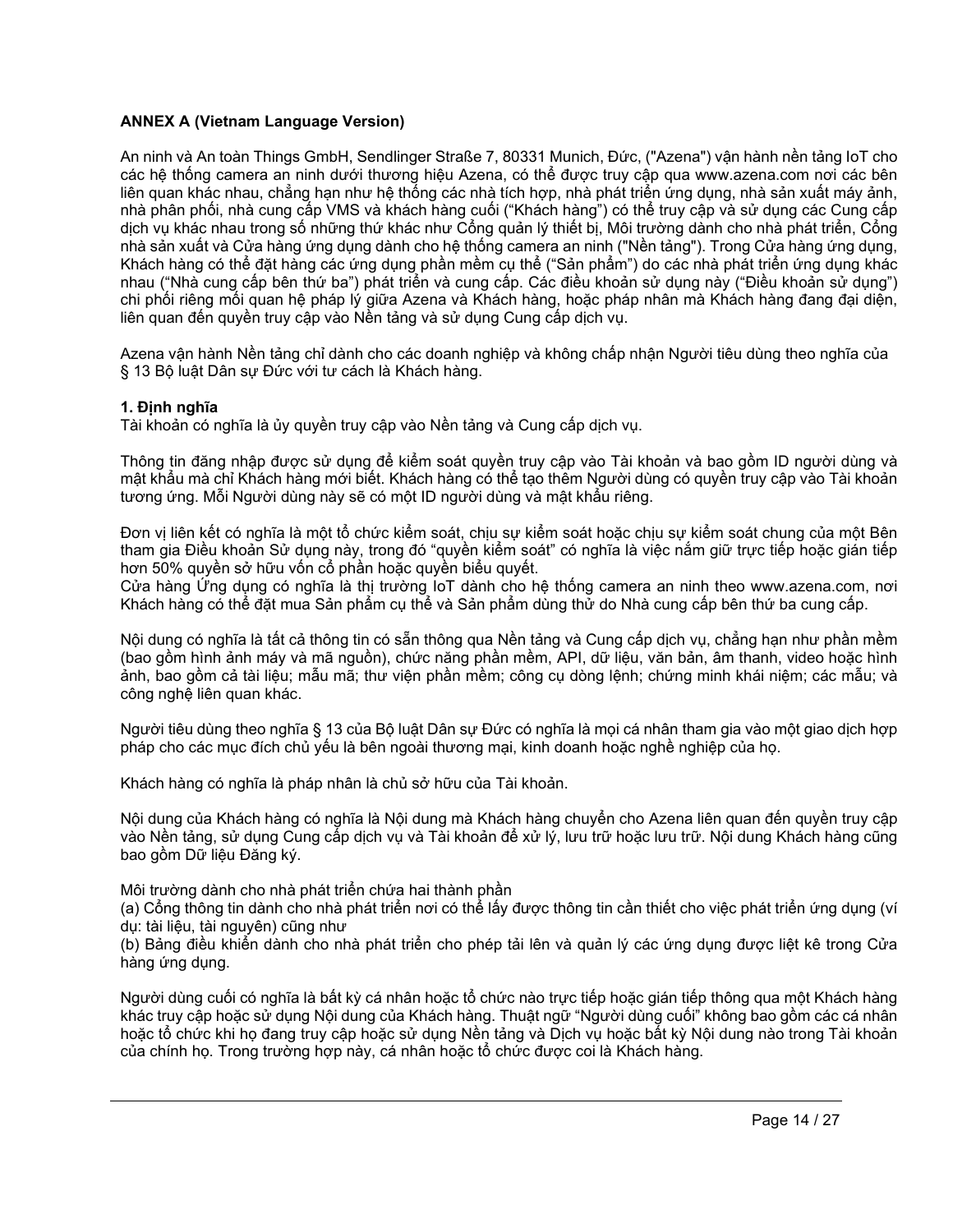**ANNEX A (Vietnam Language Version)**

An ninh và An toàn Things GmbH, Sendlinger Straße 7, 80331 Munich, Đức, ("Azena") vận hành nền tảng IoT cho các hệ thống camera an ninh dưới thương hiệu Azena, có thể được truy cập qua www.azena.com nơi các bên liên quan khác nhau, chẳng hạn như hệ thống các nhà tích hợp, nhà phát triển ứng dụng, nhà sản xuất máy ảnh, nhà phân phối, nhà cung cấp VMS và khách hàng cuối ("Khách hàng") có thể truy cập và sử dụng các Cung cấp dịch vụ khác nhau trong số những thứ khác như Cổng quản lý thiết bị, Môi trường dành cho nhà phát triển, Cổng nhà sản xuất và Cửa hàng ứng dụng dành cho hệ thống camera an ninh ("Nền tảng"). Trong Cửa hàng ứng dụng, Khách hàng có thể đặt hàng các ứng dụng phần mềm cụ thể ("Sản phẩm") do các nhà phát triển ứng dụng khác nhau ("Nhà cung cấp bên thứ ba") phát triển và cung cấp. Các điều khoản sử dụng này ("Điều khoản sử dụng") chi phối riêng mối quan hệ pháp lý giữa Azena và Khách hàng, hoặc pháp nhân mà Khách hàng đang đại diện, liên quan đến quyền truy cập vào Nền tảng và sử dụng Cung cấp dịch vụ.

Azena vận hành Nền tảng chỉ dành cho các doanh nghiệp và không chấp nhận Người tiêu dùng theo nghĩa của § 13 Bộ luật Dân sự Đức với tư cách là Khách hàng.

**1. Định nghĩa**

Tài khoản có nghĩa là ủy quyền truy cập vào Nền tảng và Cung cấp dịch vụ.

Thông tin đăng nhập được sử dụng để kiểm soát quyền truy cập vào Tài khoản và bao gồm ID người dùng và mật khẩu mà chỉ Khách hàng mới biết. Khách hàng có thể tạo thêm Người dùng có quyền truy cập vào Tài khoản tương ứng. Mỗi Người dùng này sẽ có một ID người dùng và mật khẩu riêng.

Đơn vị liên kết có nghĩa là một tổ chức kiểm soát, chịu sự kiểm soát hoặc chịu sự kiểm soát chung của một Bên tham gia Điều khoản Sử dụng này, trong đó "quyền kiểm soát" có nghĩa là việc nắm giữ trực tiếp hoặc gián tiếp hơn 50% quyền sở hữu vốn cổ phần hoặc quyền biểu quyết.
Cửa hàng Ứng dụng có nghĩa là thị trường IoT dành cho hệ thống camera an ninh theo www.azena.com, nơi Khách hàng có thể đặt mua Sản phẩm cụ thể và Sản phẩm dùng thử do Nhà cung cấp bên thứ ba cung cấp.

Nội dung có nghĩa là tất cả thông tin có sẵn thông qua Nền tảng và Cung cấp dịch vụ, chẳng hạn như phần mềm (bao gồm hình ảnh máy và mã nguồn), chức năng phần mềm, API, dữ liệu, văn bản, âm thanh, video hoặc hình ảnh, bao gồm cả tài liệu; mẫu mã; thư viện phần mềm; công cụ dòng lệnh; chứng minh khái niệm; các mẫu; và công nghệ liên quan khác.

Người tiêu dùng theo nghĩa § 13 của Bộ luật Dân sự Đức có nghĩa là mọi cá nhân tham gia vào một giao dịch hợp pháp cho các mục đích chủ yếu là bên ngoài thương mại, kinh doanh hoặc nghề nghiệp của họ.

Khách hàng có nghĩa là pháp nhân là chủ sở hữu của Tài khoản.

Nội dung của Khách hàng có nghĩa là Nội dung mà Khách hàng chuyển cho Azena liên quan đến quyền truy cập vào Nền tảng, sử dụng Cung cấp dịch vụ và Tài khoản để xử lý, lưu trữ hoặc lưu trữ. Nội dung Khách hàng cũng bao gồm Dữ liệu Đăng ký.

Môi trường dành cho nhà phát triển chứa hai thành phần
(a) Cổng thông tin dành cho nhà phát triển nơi có thể lấy được thông tin cần thiết cho việc phát triển ứng dụng (ví dụ: tài liệu, tài nguyên) cũng như
(b) Bảng điều khiển dành cho nhà phát triển cho phép tải lên và quản lý các ứng dụng được liệt kê trong Cửa hàng ứng dụng.

Người dùng cuối có nghĩa là bất kỳ cá nhân hoặc tổ chức nào trực tiếp hoặc gián tiếp thông qua một Khách hàng khác truy cập hoặc sử dụng Nội dung của Khách hàng. Thuật ngữ "Người dùng cuối" không bao gồm các cá nhân hoặc tổ chức khi họ đang truy cập hoặc sử dụng Nền tảng và Dịch vụ hoặc bất kỳ Nội dung nào trong Tài khoản của chính họ. Trong trường hợp này, cá nhân hoặc tổ chức được coi là Khách hàng.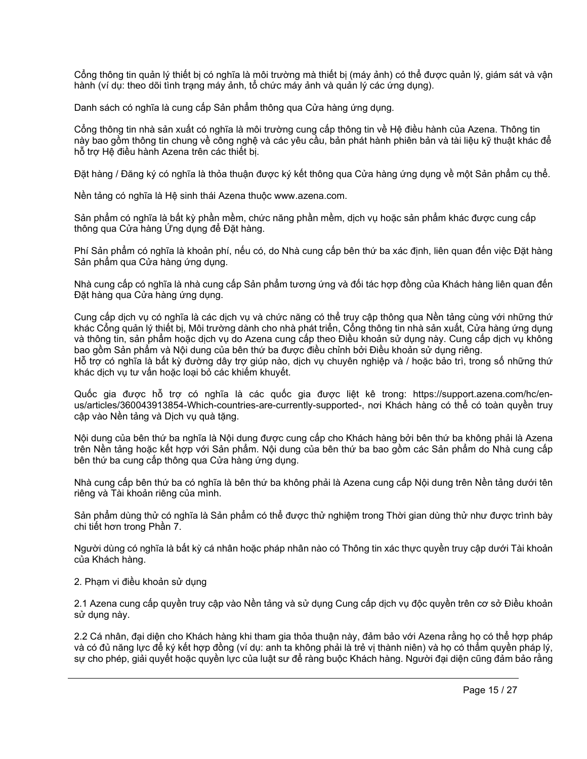Cổng thông tin quản lý thiết bị có nghĩa là môi trường mà thiết bị (máy ảnh) có thể được quản lý, giám sát và vận hành (ví dụ: theo dõi tình trạng máy ảnh, tổ chức máy ảnh và quản lý các ứng dụng).

Danh sách có nghĩa là cung cấp Sản phẩm thông qua Cửa hàng ứng dụng.

Cổng thông tin nhà sản xuất có nghĩa là môi trường cung cấp thông tin về Hệ điều hành của Azena. Thông tin này bao gồm thông tin chung về công nghệ và các yêu cầu, bản phát hành phiên bản và tài liệu kỹ thuật khác để hỗ trợ Hệ điều hành Azena trên các thiết bị.

Đặt hàng / Đăng ký có nghĩa là thỏa thuận được ký kết thông qua Cửa hàng ứng dụng về một Sản phẩm cụ thể.

Nền tảng có nghĩa là Hệ sinh thái Azena thuộc www.azena.com.

Sản phẩm có nghĩa là bất kỳ phần mềm, chức năng phần mềm, dịch vụ hoặc sản phẩm khác được cung cấp thông qua Cửa hàng Ứng dụng để Đặt hàng.

Phí Sản phẩm có nghĩa là khoản phí, nếu có, do Nhà cung cấp bên thứ ba xác định, liên quan đến việc Đặt hàng Sản phẩm qua Cửa hàng ứng dụng.

Nhà cung cấp có nghĩa là nhà cung cấp Sản phẩm tương ứng và đối tác hợp đồng của Khách hàng liên quan đến Đặt hàng qua Cửa hàng ứng dụng.

Cung cấp dịch vụ có nghĩa là các dịch vụ và chức năng có thể truy cập thông qua Nền tảng cùng với những thứ khác Cổng quản lý thiết bị, Môi trường dành cho nhà phát triển, Cổng thông tin nhà sản xuất, Cửa hàng ứng dụng và thông tin, sản phẩm hoặc dịch vụ do Azena cung cấp theo Điều khoản sử dụng này. Cung cấp dịch vụ không bao gồm Sản phẩm và Nội dung của bên thứ ba được điều chỉnh bởi Điều khoản sử dụng riêng.
Hỗ trợ có nghĩa là bất kỳ đường dây trợ giúp nào, dịch vụ chuyên nghiệp và / hoặc bảo trì, trong số những thứ khác dịch vụ tư vấn hoặc loại bỏ các khiếm khuyết.

Quốc gia được hỗ trợ có nghĩa là các quốc gia được liệt kê trong: https://support.azena.com/hc/en-us/articles/360043913854-Which-countries-are-currently-supported-, nơi Khách hàng có thể có toàn quyền truy cập vào Nền tảng và Dịch vụ quà tặng.

Nội dung của bên thứ ba nghĩa là Nội dung được cung cấp cho Khách hàng bởi bên thứ ba không phải là Azena trên Nền tảng hoặc kết hợp với Sản phẩm. Nội dung của bên thứ ba bao gồm các Sản phẩm do Nhà cung cấp bên thứ ba cung cấp thông qua Cửa hàng ứng dụng.

Nhà cung cấp bên thứ ba có nghĩa là bên thứ ba không phải là Azena cung cấp Nội dung trên Nền tảng dưới tên riêng và Tài khoản riêng của mình.

Sản phẩm dùng thử có nghĩa là Sản phẩm có thể được thử nghiệm trong Thời gian dùng thử như được trình bày chi tiết hơn trong Phần 7.

Người dùng có nghĩa là bất kỳ cá nhân hoặc pháp nhân nào có Thông tin xác thực quyền truy cập dưới Tài khoản của Khách hàng.

2. Phạm vi điều khoản sử dụng

2.1 Azena cung cấp quyền truy cập vào Nền tảng và sử dụng Cung cấp dịch vụ độc quyền trên cơ sở Điều khoản sử dụng này.

2.2 Cá nhân, đại diện cho Khách hàng khi tham gia thỏa thuận này, đảm bảo với Azena rằng họ có thể hợp pháp và có đủ năng lực để ký kết hợp đồng (ví dụ: anh ta không phải là trẻ vị thành niên) và họ có thẩm quyền pháp lý, sự cho phép, giải quyết hoặc quyền lực của luật sư để ràng buộc Khách hàng. Người đại diện cũng đảm bảo rằng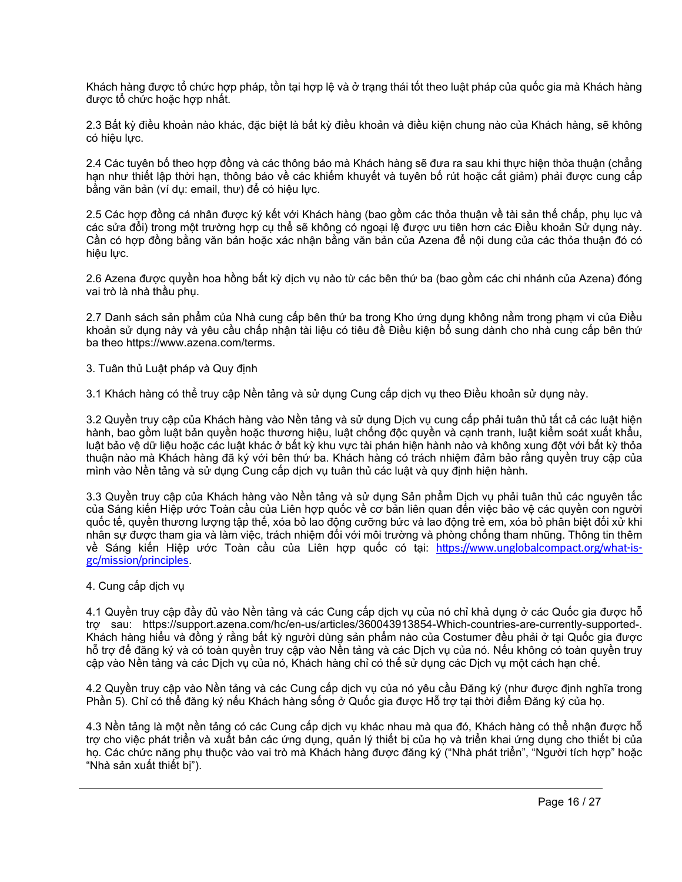Khách hàng được tổ chức hợp pháp, tồn tại hợp lệ và ở trạng thái tốt theo luật pháp của quốc gia mà Khách hàng được tổ chức hoặc hợp nhất.

2.3 Bất kỳ điều khoản nào khác, đặc biệt là bất kỳ điều khoản và điều kiện chung nào của Khách hàng, sẽ không có hiệu lực.

2.4 Các tuyên bố theo hợp đồng và các thông báo mà Khách hàng sẽ đưa ra sau khi thực hiện thỏa thuận (chẳng hạn như thiết lập thời hạn, thông báo về các khiếm khuyết và tuyên bố rút hoặc cắt giảm) phải được cung cấp bằng văn bản (ví dụ: email, thư) để có hiệu lực.

2.5 Các hợp đồng cá nhân được ký kết với Khách hàng (bao gồm các thỏa thuận về tài sản thế chấp, phụ lục và các sửa đổi) trong một trường hợp cụ thể sẽ không có ngoại lệ được ưu tiên hơn các Điều khoản Sử dụng này. Cần có hợp đồng bằng văn bản hoặc xác nhận bằng văn bản của Azena để nội dung của các thỏa thuận đó có hiệu lực.

2.6 Azena được quyền hoa hồng bất kỳ dịch vụ nào từ các bên thứ ba (bao gồm các chi nhánh của Azena) đóng vai trò là nhà thầu phụ.

2.7 Danh sách sản phẩm của Nhà cung cấp bên thứ ba trong Kho ứng dụng không nằm trong phạm vi của Điều khoản sử dụng này và yêu cầu chấp nhận tài liệu có tiêu đề Điều kiện bổ sung dành cho nhà cung cấp bên thứ ba theo https://www.azena.com/terms.

3. Tuân thủ Luật pháp và Quy định

3.1 Khách hàng có thể truy cập Nền tảng và sử dụng Cung cấp dịch vụ theo Điều khoản sử dụng này.

3.2 Quyền truy cập của Khách hàng vào Nền tảng và sử dụng Dịch vụ cung cấp phải tuân thủ tất cả các luật hiện hành, bao gồm luật bản quyền hoặc thương hiệu, luật chống độc quyền và cạnh tranh, luật kiểm soát xuất khẩu, luật bảo vệ dữ liệu hoặc các luật khác ở bất kỳ khu vực tài phán hiện hành nào và không xung đột với bất kỳ thỏa thuận nào mà Khách hàng đã ký với bên thứ ba. Khách hàng có trách nhiệm đảm bảo rằng quyền truy cập của mình vào Nền tảng và sử dụng Cung cấp dịch vụ tuân thủ các luật và quy định hiện hành.

3.3 Quyền truy cập của Khách hàng vào Nền tảng và sử dụng Sản phẩm Dịch vụ phải tuân thủ các nguyên tắc của Sáng kiến Hiệp ước Toàn cầu của Liên hợp quốc về cơ bản liên quan đến việc bảo vệ các quyền con người quốc tế, quyền thương lượng tập thể, xóa bỏ lao động cưỡng bức và lao động trẻ em, xóa bỏ phân biệt đối xử khi nhân sự được tham gia và làm việc, trách nhiệm đối với môi trường và phòng chống tham nhũng. Thông tin thêm về Sáng kiến Hiệp ước Toàn cầu của Liên hợp quốc có tại: https://www.unglobalcompact.org/what-is-gc/mission/principles.

4. Cung cấp dịch vụ

4.1 Quyền truy cập đầy đủ vào Nền tảng và các Cung cấp dịch vụ của nó chỉ khả dụng ở các Quốc gia được hỗ trợ sau: https://support.azena.com/hc/en-us/articles/360043913854-Which-countries-are-currently-supported-. Khách hàng hiểu và đồng ý rằng bất kỳ người dùng sản phẩm nào của Costumer đều phải ở tại Quốc gia được hỗ trợ để đăng ký và có toàn quyền truy cập vào Nền tảng và các Dịch vụ của nó. Nếu không có toàn quyền truy cập vào Nền tảng và các Dịch vụ của nó, Khách hàng chỉ có thể sử dụng các Dịch vụ một cách hạn chế.

4.2 Quyền truy cập vào Nền tảng và các Cung cấp dịch vụ của nó yêu cầu Đăng ký (như được định nghĩa trong Phần 5). Chỉ có thể đăng ký nếu Khách hàng sống ở Quốc gia được Hỗ trợ tại thời điểm Đăng ký của họ.

4.3 Nền tảng là một nền tảng có các Cung cấp dịch vụ khác nhau mà qua đó, Khách hàng có thể nhận được hỗ trợ cho việc phát triển và xuất bản các ứng dụng, quản lý thiết bị của họ và triển khai ứng dụng cho thiết bị của họ. Các chức năng phụ thuộc vào vai trò mà Khách hàng được đăng ký ("Nhà phát triển", "Người tích hợp" hoặc "Nhà sản xuất thiết bị").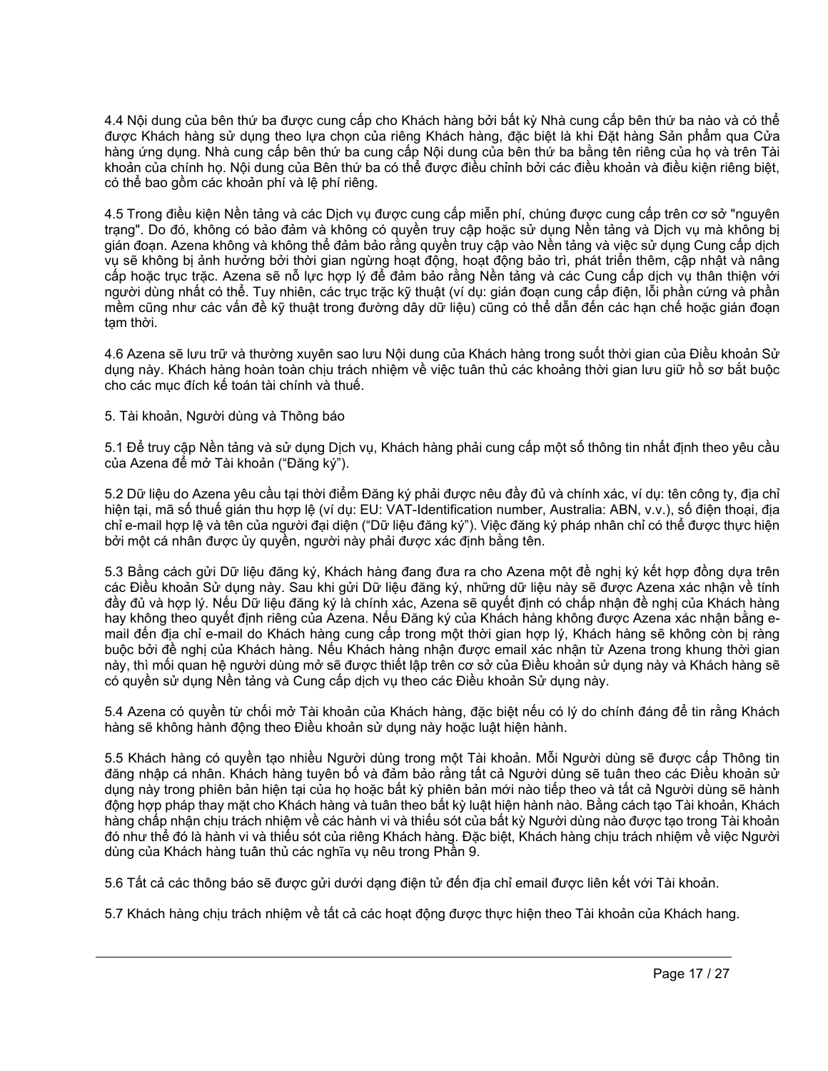4.4 Nội dung của bên thứ ba được cung cấp cho Khách hàng bởi bất kỳ Nhà cung cấp bên thứ ba nào và có thể được Khách hàng sử dụng theo lựa chọn của riêng Khách hàng, đặc biệt là khi Đặt hàng Sản phẩm qua Cửa hàng ứng dụng. Nhà cung cấp bên thứ ba cung cấp Nội dung của bên thứ ba bằng tên riêng của họ và trên Tài khoản của chính họ. Nội dung của Bên thứ ba có thể được điều chỉnh bởi các điều khoản và điều kiện riêng biệt, có thể bao gồm các khoản phí và lệ phí riêng.

4.5 Trong điều kiện Nền tảng và các Dịch vụ được cung cấp miễn phí, chúng được cung cấp trên cơ sở "nguyên trạng". Do đó, không có bảo đảm và không có quyền truy cập hoặc sử dụng Nền tảng và Dịch vụ mà không bị gián đoạn. Azena không và không thể đảm bảo rằng quyền truy cập vào Nền tảng và việc sử dụng Cung cấp dịch vụ sẽ không bị ảnh hưởng bởi thời gian ngừng hoạt động, hoạt động bảo trì, phát triển thêm, cập nhật và nâng cấp hoặc trục trặc. Azena sẽ nỗ lực hợp lý để đảm bảo rằng Nền tảng và các Cung cấp dịch vụ thân thiện với người dùng nhất có thể. Tuy nhiên, các trục trặc kỹ thuật (ví dụ: gián đoạn cung cấp điện, lỗi phần cứng và phần mềm cũng như các vấn đề kỹ thuật trong đường dây dữ liệu) cũng có thể dẫn đến các hạn chế hoặc gián đoạn tạm thời.

4.6 Azena sẽ lưu trữ và thường xuyên sao lưu Nội dung của Khách hàng trong suốt thời gian của Điều khoản Sử dụng này. Khách hàng hoàn toàn chịu trách nhiệm về việc tuân thủ các khoảng thời gian lưu giữ hồ sơ bắt buộc cho các mục đích kế toán tài chính và thuế.

5. Tài khoản, Người dùng và Thông báo

5.1 Để truy cập Nền tảng và sử dụng Dịch vụ, Khách hàng phải cung cấp một số thông tin nhất định theo yêu cầu của Azena để mở Tài khoản ("Đăng ký").

5.2 Dữ liệu do Azena yêu cầu tại thời điểm Đăng ký phải được nêu đầy đủ và chính xác, ví dụ: tên công ty, địa chỉ hiện tại, mã số thuế gián thu hợp lệ (ví dụ: EU: VAT-Identification number, Australia: ABN, v.v.), số điện thoại, địa chỉ e-mail hợp lệ và tên của người đại diện ("Dữ liệu đăng ký"). Việc đăng ký pháp nhân chỉ có thể được thực hiện bởi một cá nhân được ủy quyền, người này phải được xác định bằng tên.

5.3 Bằng cách gửi Dữ liệu đăng ký, Khách hàng đang đưa ra cho Azena một đề nghị ký kết hợp đồng dựa trên các Điều khoản Sử dụng này. Sau khi gửi Dữ liệu đăng ký, những dữ liệu này sẽ được Azena xác nhận về tính đầy đủ và hợp lý. Nếu Dữ liệu đăng ký là chính xác, Azena sẽ quyết định có chấp nhận đề nghị của Khách hàng hay không theo quyết định riêng của Azena. Nếu Đăng ký của Khách hàng không được Azena xác nhận bằng e-mail đến địa chỉ e-mail do Khách hàng cung cấp trong một thời gian hợp lý, Khách hàng sẽ không còn bị ràng buộc bởi đề nghị của Khách hàng. Nếu Khách hàng nhận được email xác nhận từ Azena trong khung thời gian này, thì mối quan hệ người dùng mở sẽ được thiết lập trên cơ sở của Điều khoản sử dụng này và Khách hàng sẽ có quyền sử dụng Nền tảng và Cung cấp dịch vụ theo các Điều khoản Sử dụng này.

5.4 Azena có quyền từ chối mở Tài khoản của Khách hàng, đặc biệt nếu có lý do chính đáng để tin rằng Khách hàng sẽ không hành động theo Điều khoản sử dụng này hoặc luật hiện hành.

5.5 Khách hàng có quyền tạo nhiều Người dùng trong một Tài khoản. Mỗi Người dùng sẽ được cấp Thông tin đăng nhập cá nhân. Khách hàng tuyên bố và đảm bảo rằng tất cả Người dùng sẽ tuân theo các Điều khoản sử dụng này trong phiên bản hiện tại của họ hoặc bất kỳ phiên bản mới nào tiếp theo và tất cả Người dùng sẽ hành động hợp pháp thay mặt cho Khách hàng và tuân theo bất kỳ luật hiện hành nào. Bằng cách tạo Tài khoản, Khách hàng chấp nhận chịu trách nhiệm về các hành vi và thiếu sót của bất kỳ Người dùng nào được tạo trong Tài khoản đó như thể đó là hành vi và thiếu sót của riêng Khách hàng. Đặc biệt, Khách hàng chịu trách nhiệm về việc Người dùng của Khách hàng tuân thủ các nghĩa vụ nêu trong Phần 9.

5.6 Tất cả các thông báo sẽ được gửi dưới dạng điện tử đến địa chỉ email được liên kết với Tài khoản.

5.7 Khách hàng chịu trách nhiệm về tất cả các hoạt động được thực hiện theo Tài khoản của Khách hang.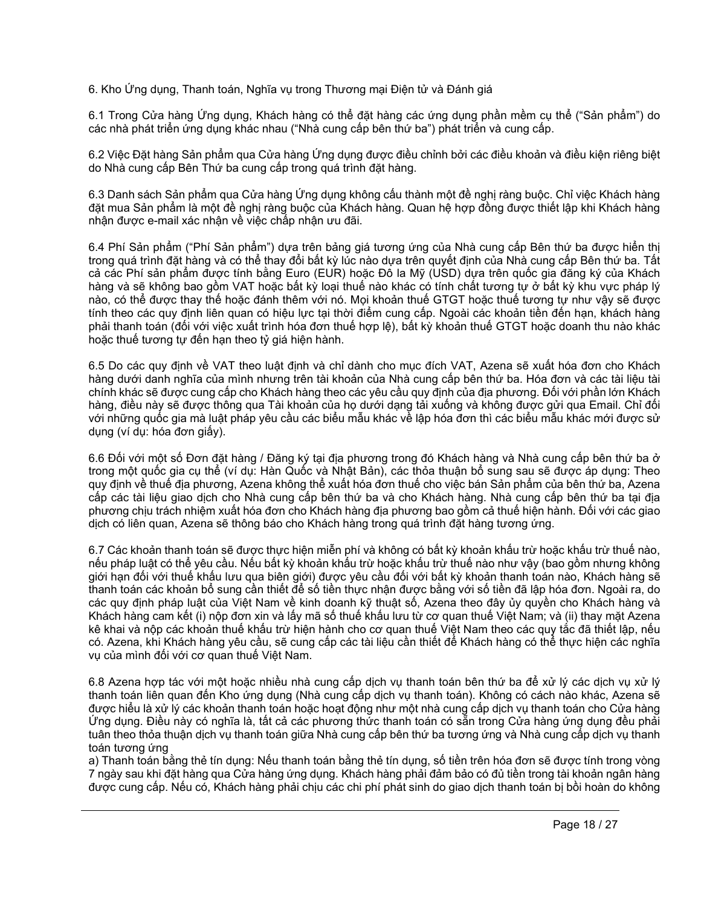## 6. Kho Ứng dụng, Thanh toán, Nghĩa vụ trong Thương mại Điện tử và Đánh giá

6.1 Trong Cửa hàng Ứng dụng, Khách hàng có thể đặt hàng các ứng dụng phần mềm cụ thể ("Sản phẩm") do các nhà phát triển ứng dụng khác nhau ("Nhà cung cấp bên thứ ba") phát triển và cung cấp.

6.2 Việc Đặt hàng Sản phẩm qua Cửa hàng Ứng dụng được điều chỉnh bởi các điều khoản và điều kiện riêng biệt do Nhà cung cấp Bên Thứ ba cung cấp trong quá trình đặt hàng.

6.3 Danh sách Sản phẩm qua Cửa hàng Ứng dụng không cấu thành một đề nghị ràng buộc. Chỉ việc Khách hàng đặt mua Sản phẩm là một đề nghị ràng buộc của Khách hàng. Quan hệ hợp đồng được thiết lập khi Khách hàng nhận được e-mail xác nhận về việc chấp nhận ưu đãi.

6.4 Phí Sản phẩm ("Phí Sản phẩm") dựa trên bảng giá tương ứng của Nhà cung cấp Bên thứ ba được hiển thị trong quá trình đặt hàng và có thể thay đổi bất kỳ lúc nào dựa trên quyết định của Nhà cung cấp Bên thứ ba. Tất cả các Phí sản phẩm được tính bằng Euro (EUR) hoặc Đô la Mỹ (USD) dựa trên quốc gia đăng ký của Khách hàng và sẽ không bao gồm VAT hoặc bất kỳ loại thuế nào khác có tính chất tương tự ở bất kỳ khu vực pháp lý nào, có thể được thay thế hoặc đánh thêm với nó. Mọi khoản thuế GTGT hoặc thuế tương tự như vậy sẽ được tính theo các quy định liên quan có hiệu lực tại thời điểm cung cấp. Ngoài các khoản tiền đến hạn, khách hàng phải thanh toán (đối với việc xuất trình hóa đơn thuế hợp lệ), bất kỳ khoản thuế GTGT hoặc doanh thu nào khác hoặc thuế tương tự đến hạn theo tỷ giá hiện hành.

6.5 Do các quy định về VAT theo luật định và chỉ dành cho mục đích VAT, Azena sẽ xuất hóa đơn cho Khách hàng dưới danh nghĩa của mình nhưng trên tài khoản của Nhà cung cấp bên thứ ba. Hóa đơn và các tài liệu tài chính khác sẽ được cung cấp cho Khách hàng theo các yêu cầu quy định của địa phương. Đối với phần lớn Khách hàng, điều này sẽ được thông qua Tài khoản của họ dưới dạng tải xuống và không được gửi qua Email. Chỉ đối với những quốc gia mà luật pháp yêu cầu các biểu mẫu khác về lập hóa đơn thì các biểu mẫu khác mới được sử dụng (ví dụ: hóa đơn giấy).

6.6 Đối với một số Đơn đặt hàng / Đăng ký tại địa phương trong đó Khách hàng và Nhà cung cấp bên thứ ba ở trong một quốc gia cụ thể (ví dụ: Hàn Quốc và Nhật Bản), các thỏa thuận bổ sung sau sẽ được áp dụng: Theo quy định về thuế địa phương, Azena không thể xuất hóa đơn thuế cho việc bán Sản phẩm của bên thứ ba, Azena cấp các tài liệu giao dịch cho Nhà cung cấp bên thứ ba và cho Khách hàng. Nhà cung cấp bên thứ ba tại địa phương chịu trách nhiệm xuất hóa đơn cho Khách hàng địa phương bao gồm cả thuế hiện hành. Đối với các giao dịch có liên quan, Azena sẽ thông báo cho Khách hàng trong quá trình đặt hàng tương ứng.

6.7 Các khoản thanh toán sẽ được thực hiện miễn phí và không có bất kỳ khoản khấu trừ hoặc khấu trừ thuế nào, nếu pháp luật có thể yêu cầu. Nếu bất kỳ khoản khấu trừ hoặc khấu trừ thuế nào như vậy (bao gồm nhưng không giới hạn đối với thuế khấu lưu qua biên giới) được yêu cầu đối với bất kỳ khoản thanh toán nào, Khách hàng sẽ thanh toán các khoản bổ sung cần thiết để số tiền thực nhận được bằng với số tiền đã lập hóa đơn. Ngoài ra, do các quy định pháp luật của Việt Nam về kinh doanh kỹ thuật số, Azena theo đây ủy quyền cho Khách hàng và Khách hàng cam kết (i) nộp đơn xin và lấy mã số thuế khấu lưu từ cơ quan thuế Việt Nam; và (ii) thay mặt Azena kê khai và nộp các khoản thuế khấu trừ hiện hành cho cơ quan thuế Việt Nam theo các quy tắc đã thiết lập, nếu có. Azena, khi Khách hàng yêu cầu, sẽ cung cấp các tài liệu cần thiết để Khách hàng có thể thực hiện các nghĩa vụ của mình đối với cơ quan thuế Việt Nam.

6.8 Azena hợp tác với một hoặc nhiều nhà cung cấp dịch vụ thanh toán bên thứ ba để xử lý các dịch vụ xử lý thanh toán liên quan đến Kho ứng dụng (Nhà cung cấp dịch vụ thanh toán). Không có cách nào khác, Azena sẽ được hiểu là xử lý các khoản thanh toán hoặc hoạt động như một nhà cung cấp dịch vụ thanh toán cho Cửa hàng Ứng dụng. Điều này có nghĩa là, tất cả các phương thức thanh toán có sẵn trong Cửa hàng ứng dụng đều phải tuân theo thỏa thuận dịch vụ thanh toán giữa Nhà cung cấp bên thứ ba tương ứng và Nhà cung cấp dịch vụ thanh toán tương ứng

a) Thanh toán bằng thẻ tín dụng: Nếu thanh toán bằng thẻ tín dụng, số tiền trên hóa đơn sẽ được tính trong vòng 7 ngày sau khi đặt hàng qua Cửa hàng ứng dụng. Khách hàng phải đảm bảo có đủ tiền trong tài khoản ngân hàng được cung cấp. Nếu có, Khách hàng phải chịu các chi phí phát sinh do giao dịch thanh toán bị bồi hoàn do không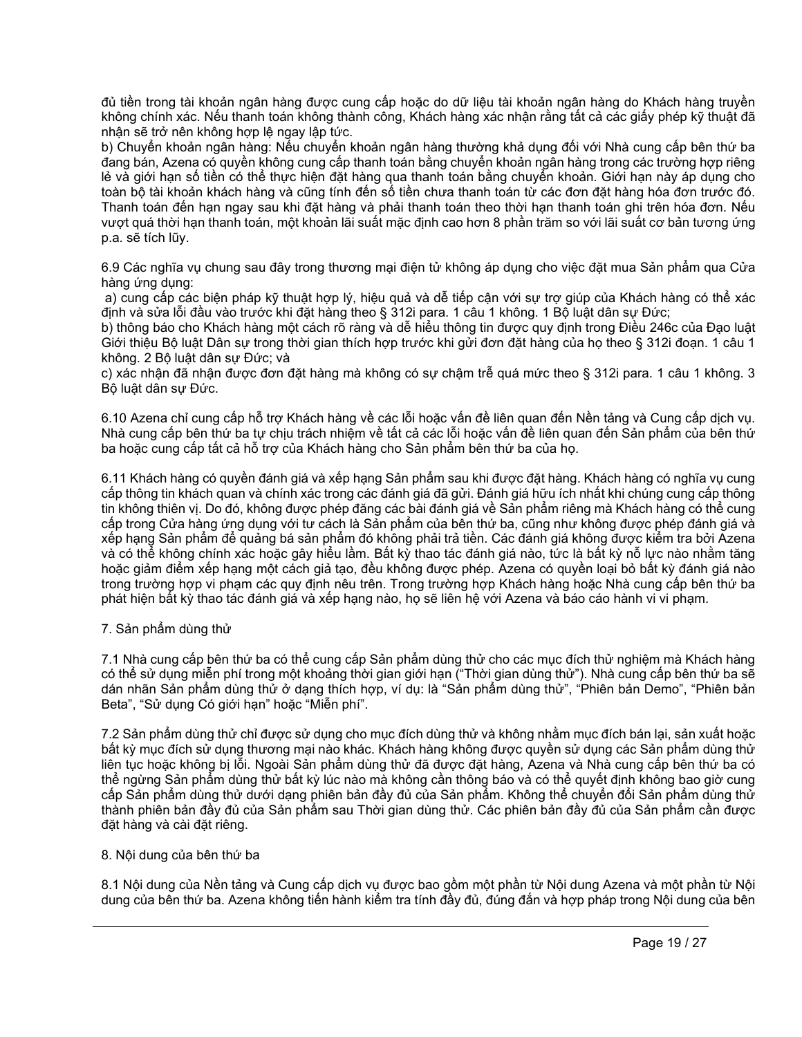đủ tiền trong tài khoản ngân hàng được cung cấp hoặc do dữ liệu tài khoản ngân hàng do Khách hàng truyền không chính xác. Nếu thanh toán không thành công, Khách hàng xác nhận rằng tất cả các giấy phép kỹ thuật đã nhận sẽ trở nên không hợp lệ ngay lập tức.

b) Chuyển khoản ngân hàng: Nếu chuyển khoản ngân hàng thường khả dụng đối với Nhà cung cấp bên thứ ba đang bán, Azena có quyền không cung cấp thanh toán bằng chuyển khoản ngân hàng trong các trường hợp riêng lẻ và giới hạn số tiền có thể thực hiện đặt hàng qua thanh toán bằng chuyển khoản. Giới hạn này áp dụng cho toàn bộ tài khoản khách hàng và cũng tính đến số tiền chưa thanh toán từ các đơn đặt hàng hóa đơn trước đó. Thanh toán đến hạn ngay sau khi đặt hàng và phải thanh toán theo thời hạn thanh toán ghi trên hóa đơn. Nếu vượt quá thời hạn thanh toán, một khoản lãi suất mặc định cao hơn 8 phần trăm so với lãi suất cơ bản tương ứng p.a. sẽ tích lũy.

6.9 Các nghĩa vụ chung sau đây trong thương mại điện tử không áp dụng cho việc đặt mua Sản phẩm qua Cửa hàng ứng dụng:

a) cung cấp các biện pháp kỹ thuật hợp lý, hiệu quả và dễ tiếp cận với sự trợ giúp của Khách hàng có thể xác định và sửa lỗi đầu vào trước khi đặt hàng theo § 312i para. 1 câu 1 không. 1 Bộ luật dân sự Đức;

b) thông báo cho Khách hàng một cách rõ ràng và dễ hiểu thông tin được quy định trong Điều 246c của Đạo luật Giới thiệu Bộ luật Dân sự trong thời gian thích hợp trước khi gửi đơn đặt hàng của họ theo § 312i đoạn. 1 câu 1 không. 2 Bộ luật dân sự Đức; và

c) xác nhận đã nhận được đơn đặt hàng mà không có sự chậm trễ quá mức theo § 312i para. 1 câu 1 không. 3 Bộ luật dân sự Đức.

6.10 Azena chỉ cung cấp hỗ trợ Khách hàng về các lỗi hoặc vấn đề liên quan đến Nền tảng và Cung cấp dịch vụ. Nhà cung cấp bên thứ ba tự chịu trách nhiệm về tất cả các lỗi hoặc vấn đề liên quan đến Sản phẩm của bên thứ ba hoặc cung cấp tất cả hỗ trợ của Khách hàng cho Sản phẩm bên thứ ba của họ.

6.11 Khách hàng có quyền đánh giá và xếp hạng Sản phẩm sau khi được đặt hàng. Khách hàng có nghĩa vụ cung cấp thông tin khách quan và chính xác trong các đánh giá đã gửi. Đánh giá hữu ích nhất khi chúng cung cấp thông tin không thiên vị. Do đó, không được phép đăng các bài đánh giá về Sản phẩm riêng mà Khách hàng có thể cung cấp trong Cửa hàng ứng dụng với tư cách là Sản phẩm của bên thứ ba, cũng như không được phép đánh giá và xếp hạng Sản phẩm để quảng bá sản phẩm đó không phải trả tiền. Các đánh giá không được kiểm tra bởi Azena và có thể không chính xác hoặc gây hiểu lầm. Bất kỳ thao tác đánh giá nào, tức là bất kỳ nỗ lực nào nhằm tăng hoặc giảm điểm xếp hạng một cách giả tạo, đều không được phép. Azena có quyền loại bỏ bất kỳ đánh giá nào trong trường hợp vi phạm các quy định nêu trên. Trong trường hợp Khách hàng hoặc Nhà cung cấp bên thứ ba phát hiện bất kỳ thao tác đánh giá và xếp hạng nào, họ sẽ liên hệ với Azena và báo cáo hành vi vi phạm.

## 7. Sản phẩm dùng thử

7.1 Nhà cung cấp bên thứ ba có thể cung cấp Sản phẩm dùng thử cho các mục đích thử nghiệm mà Khách hàng có thể sử dụng miễn phí trong một khoảng thời gian giới hạn ("Thời gian dùng thử"). Nhà cung cấp bên thứ ba sẽ dán nhãn Sản phẩm dùng thử ở dạng thích hợp, ví dụ: là "Sản phẩm dùng thử", "Phiên bản Demo", "Phiên bản Beta", "Sử dụng Có giới hạn" hoặc "Miễn phí".

7.2 Sản phẩm dùng thử chỉ được sử dụng cho mục đích dùng thử và không nhằm mục đích bán lại, sản xuất hoặc bất kỳ mục đích sử dụng thương mại nào khác. Khách hàng không được quyền sử dụng các Sản phẩm dùng thử liên tục hoặc không bị lỗi. Ngoài Sản phẩm dùng thử đã được đặt hàng, Azena và Nhà cung cấp bên thứ ba có thể ngừng Sản phẩm dùng thử bất kỳ lúc nào mà không cần thông báo và có thể quyết định không bao giờ cung cấp Sản phẩm dùng thử dưới dạng phiên bản đầy đủ của Sản phẩm. Không thể chuyển đổi Sản phẩm dùng thử thành phiên bản đầy đủ của Sản phẩm sau Thời gian dùng thử. Các phiên bản đầy đủ của Sản phẩm cần được đặt hàng và cài đặt riêng.

## 8. Nội dung của bên thứ ba

8.1 Nội dung của Nền tảng và Cung cấp dịch vụ được bao gồm một phần từ Nội dung Azena và một phần từ Nội dung của bên thứ ba. Azena không tiến hành kiểm tra tính đầy đủ, đúng đắn và hợp pháp trong Nội dung của bên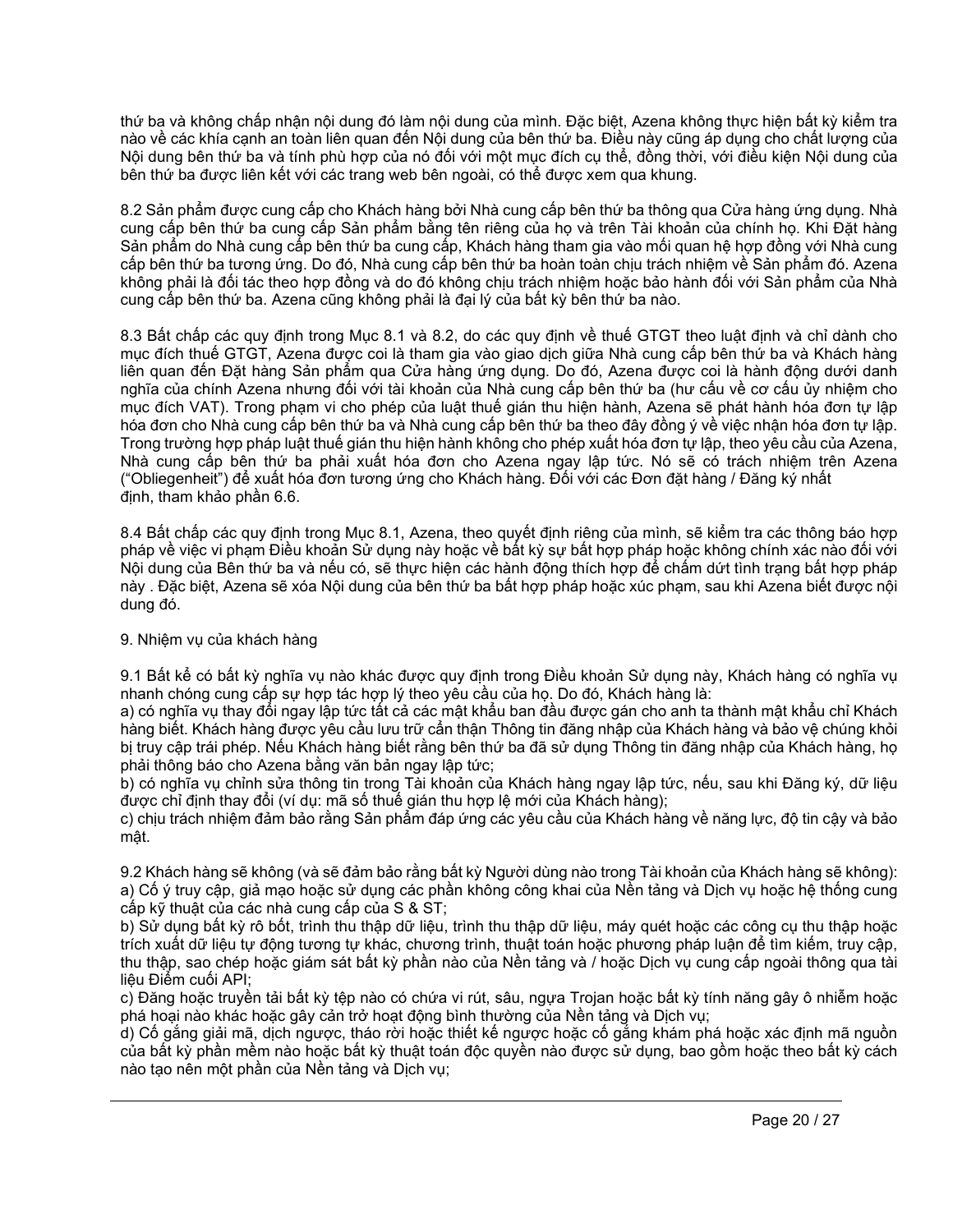thứ ba và không chấp nhận nội dung đó làm nội dung của mình. Đặc biệt, Azena không thực hiện bất kỳ kiểm tra nào về các khía cạnh an toàn liên quan đến Nội dung của bên thứ ba. Điều này cũng áp dụng cho chất lượng của Nội dung bên thứ ba và tính phù hợp của nó đối với một mục đích cụ thể, đồng thời, với điều kiện Nội dung của bên thứ ba được liên kết với các trang web bên ngoài, có thể được xem qua khung.

8.2 Sản phẩm được cung cấp cho Khách hàng bởi Nhà cung cấp bên thứ ba thông qua Cửa hàng ứng dụng. Nhà cung cấp bên thứ ba cung cấp Sản phẩm bằng tên riêng của họ và trên Tài khoản của chính họ. Khi Đặt hàng Sản phẩm do Nhà cung cấp bên thứ ba cung cấp, Khách hàng tham gia vào mối quan hệ hợp đồng với Nhà cung cấp bên thứ ba tương ứng. Do đó, Nhà cung cấp bên thứ ba hoàn toàn chịu trách nhiệm về Sản phẩm đó. Azena không phải là đối tác theo hợp đồng và do đó không chịu trách nhiệm hoặc bảo hành đối với Sản phẩm của Nhà cung cấp bên thứ ba. Azena cũng không phải là đại lý của bất kỳ bên thứ ba nào.

8.3 Bất chấp các quy định trong Mục 8.1 và 8.2, do các quy định về thuế GTGT theo luật định và chỉ dành cho mục đích thuế GTGT, Azena được coi là tham gia vào giao dịch giữa Nhà cung cấp bên thứ ba và Khách hàng liên quan đến Đặt hàng Sản phẩm qua Cửa hàng ứng dụng. Do đó, Azena được coi là hành động dưới danh nghĩa của chính Azena nhưng đối với tài khoản của Nhà cung cấp bên thứ ba (hư cấu về cơ cấu ủy nhiệm cho mục đích VAT). Trong phạm vi cho phép của luật thuế gián thu hiện hành, Azena sẽ phát hành hóa đơn tự lập hóa đơn cho Nhà cung cấp bên thứ ba và Nhà cung cấp bên thứ ba theo đây đồng ý về việc nhận hóa đơn tự lập. Trong trường hợp pháp luật thuế gián thu hiện hành không cho phép xuất hóa đơn tự lập, theo yêu cầu của Azena, Nhà cung cấp bên thứ ba phải xuất hóa đơn cho Azena ngay lập tức. Nó sẽ có trách nhiệm trên Azena ("Obliegenheit") để xuất hóa đơn tương ứng cho Khách hàng. Đối với các Đơn đặt hàng / Đăng ký nhất định, tham khảo phần 6.6.

8.4 Bất chấp các quy định trong Mục 8.1, Azena, theo quyết định riêng của mình, sẽ kiểm tra các thông báo hợp pháp về việc vi phạm Điều khoản Sử dụng này hoặc về bất kỳ sự bất hợp pháp hoặc không chính xác nào đối với Nội dung của Bên thứ ba và nếu có, sẽ thực hiện các hành động thích hợp để chấm dứt tình trạng bất hợp pháp này . Đặc biệt, Azena sẽ xóa Nội dung của bên thứ ba bất hợp pháp hoặc xúc phạm, sau khi Azena biết được nội dung đó.

## 9. Nhiệm vụ của khách hàng

9.1 Bất kể có bất kỳ nghĩa vụ nào khác được quy định trong Điều khoản Sử dụng này, Khách hàng có nghĩa vụ nhanh chóng cung cấp sự hợp tác hợp lý theo yêu cầu của họ. Do đó, Khách hàng là:
a) có nghĩa vụ thay đổi ngay lập tức tất cả các mật khẩu ban đầu được gán cho anh ta thành mật khẩu chỉ Khách hàng biết. Khách hàng được yêu cầu lưu trữ cẩn thận Thông tin đăng nhập của Khách hàng và bảo vệ chúng khỏi bị truy cập trái phép. Nếu Khách hàng biết rằng bên thứ ba đã sử dụng Thông tin đăng nhập của Khách hàng, họ phải thông báo cho Azena bằng văn bản ngay lập tức;
b) có nghĩa vụ chỉnh sửa thông tin trong Tài khoản của Khách hàng ngay lập tức, nếu, sau khi Đăng ký, dữ liệu được chỉ định thay đổi (ví dụ: mã số thuế gián thu hợp lệ mới của Khách hàng);
c) chịu trách nhiệm đảm bảo rằng Sản phẩm đáp ứng các yêu cầu của Khách hàng về năng lực, độ tin cậy và bảo mật.

9.2 Khách hàng sẽ không (và sẽ đảm bảo rằng bất kỳ Người dùng nào trong Tài khoản của Khách hàng sẽ không):
a) Cố ý truy cập, giả mạo hoặc sử dụng các phần không công khai của Nền tảng và Dịch vụ hoặc hệ thống cung cấp kỹ thuật của các nhà cung cấp của S & ST;
b) Sử dụng bất kỳ rô bốt, trình thu thập dữ liệu, trình thu thập dữ liệu, máy quét hoặc các công cụ thu thập hoặc trích xuất dữ liệu tự động tương tự khác, chương trình, thuật toán hoặc phương pháp luận để tìm kiếm, truy cập, thu thập, sao chép hoặc giám sát bất kỳ phần nào của Nền tảng và / hoặc Dịch vụ cung cấp ngoài thông qua tài liệu Điểm cuối API;
c) Đăng hoặc truyền tải bất kỳ tệp nào có chứa vi rút, sâu, ngựa Trojan hoặc bất kỳ tính năng gây ô nhiễm hoặc phá hoại nào khác hoặc gây cản trở hoạt động bình thường của Nền tảng và Dịch vụ;
d) Cố gắng giải mã, dịch ngược, tháo rời hoặc thiết kế ngược hoặc cố gắng khám phá hoặc xác định mã nguồn của bất kỳ phần mềm nào hoặc bất kỳ thuật toán độc quyền nào được sử dụng, bao gồm hoặc theo bất kỳ cách nào tạo nên một phần của Nền tảng và Dịch vụ;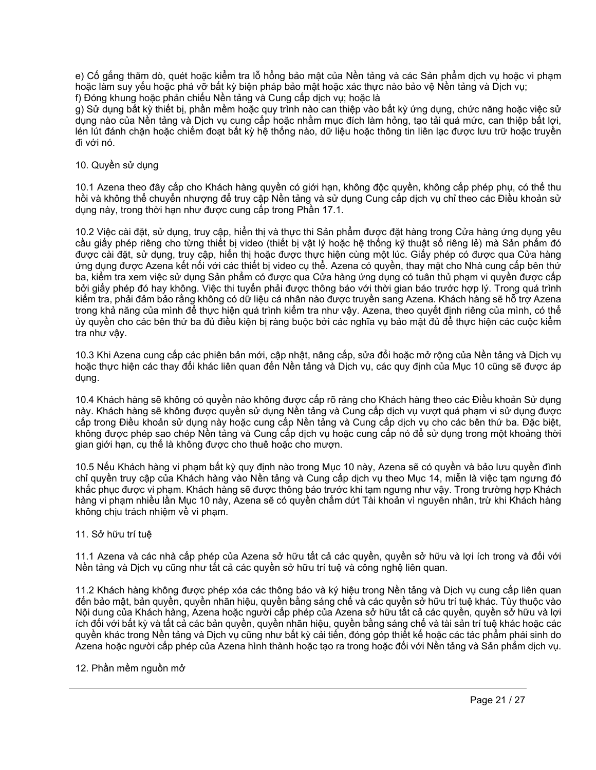e) Cố gắng thăm dò, quét hoặc kiểm tra lỗ hổng bảo mật của Nền tảng và các Sản phẩm dịch vụ hoặc vi phạm hoặc làm suy yếu hoặc phá vỡ bất kỳ biện pháp bảo mật hoặc xác thực nào bảo vệ Nền tảng và Dịch vụ;
f) Đóng khung hoặc phản chiếu Nền tảng và Cung cấp dịch vụ; hoặc là
g) Sử dụng bất kỳ thiết bị, phần mềm hoặc quy trình nào can thiệp vào bất kỳ ứng dụng, chức năng hoặc việc sử dụng nào của Nền tảng và Dịch vụ cung cấp hoặc nhằm mục đích làm hỏng, tạo tải quá mức, can thiệp bất lợi, lén lút đánh chặn hoặc chiếm đoạt bất kỳ hệ thống nào, dữ liệu hoặc thông tin liên lạc được lưu trữ hoặc truyền đi với nó.

10. Quyền sử dụng

10.1 Azena theo đây cấp cho Khách hàng quyền có giới hạn, không độc quyền, không cấp phép phụ, có thể thu hồi và không thể chuyển nhượng để truy cập Nền tảng và sử dụng Cung cấp dịch vụ chỉ theo các Điều khoản sử dụng này, trong thời hạn như được cung cấp trong Phần 17.1.

10.2 Việc cài đặt, sử dụng, truy cập, hiển thị và thực thi Sản phẩm được đặt hàng trong Cửa hàng ứng dụng yêu cầu giấy phép riêng cho từng thiết bị video (thiết bị vật lý hoặc hệ thống kỹ thuật số riêng lẻ) mà Sản phẩm đó được cài đặt, sử dụng, truy cập, hiển thị hoặc được thực hiện cùng một lúc. Giấy phép có được qua Cửa hàng ứng dụng được Azena kết nối với các thiết bị video cụ thể. Azena có quyền, thay mặt cho Nhà cung cấp bên thứ ba, kiểm tra xem việc sử dụng Sản phẩm có được qua Cửa hàng ứng dụng có tuân thủ phạm vi quyền được cấp bởi giấy phép đó hay không. Việc thi tuyển phải được thông báo với thời gian báo trước hợp lý. Trong quá trình kiểm tra, phải đảm bảo rằng không có dữ liệu cá nhân nào được truyền sang Azena. Khách hàng sẽ hỗ trợ Azena trong khả năng của mình để thực hiện quá trình kiểm tra như vậy. Azena, theo quyết định riêng của mình, có thể ủy quyền cho các bên thứ ba đủ điều kiện bị ràng buộc bởi các nghĩa vụ bảo mật đủ để thực hiện các cuộc kiểm tra như vậy.

10.3 Khi Azena cung cấp các phiên bản mới, cập nhật, nâng cấp, sửa đổi hoặc mở rộng của Nền tảng và Dịch vụ hoặc thực hiện các thay đổi khác liên quan đến Nền tảng và Dịch vụ, các quy định của Mục 10 cũng sẽ được áp dụng.

10.4 Khách hàng sẽ không có quyền nào không được cấp rõ ràng cho Khách hàng theo các Điều khoản Sử dụng này. Khách hàng sẽ không được quyền sử dụng Nền tảng và Cung cấp dịch vụ vượt quá phạm vi sử dụng được cấp trong Điều khoản sử dụng này hoặc cung cấp Nền tảng và Cung cấp dịch vụ cho các bên thứ ba. Đặc biệt, không được phép sao chép Nền tảng và Cung cấp dịch vụ hoặc cung cấp nó để sử dụng trong một khoảng thời gian giới hạn, cụ thể là không được cho thuê hoặc cho mượn.

10.5 Nếu Khách hàng vi phạm bất kỳ quy định nào trong Mục 10 này, Azena sẽ có quyền và bảo lưu quyền đình chỉ quyền truy cập của Khách hàng vào Nền tảng và Cung cấp dịch vụ theo Mục 14, miễn là việc tạm ngưng đó khắc phục được vi phạm. Khách hàng sẽ được thông báo trước khi tạm ngưng như vậy. Trong trường hợp Khách hàng vi phạm nhiều lần Mục 10 này, Azena sẽ có quyền chấm dứt Tài khoản vì nguyên nhân, trừ khi Khách hàng không chịu trách nhiệm về vi phạm.

11. Sở hữu trí tuệ

11.1 Azena và các nhà cấp phép của Azena sở hữu tất cả các quyền, quyền sở hữu và lợi ích trong và đối với Nền tảng và Dịch vụ cũng như tất cả các quyền sở hữu trí tuệ và công nghệ liên quan.

11.2 Khách hàng không được phép xóa các thông báo và ký hiệu trong Nền tảng và Dịch vụ cung cấp liên quan đến bảo mật, bản quyền, quyền nhãn hiệu, quyền bằng sáng chế và các quyền sở hữu trí tuệ khác. Tùy thuộc vào Nội dung của Khách hàng, Azena hoặc người cấp phép của Azena sở hữu tất cả các quyền, quyền sở hữu và lợi ích đối với bất kỳ và tất cả các bản quyền, quyền nhãn hiệu, quyền bằng sáng chế và tài sản trí tuệ khác hoặc các quyền khác trong Nền tảng và Dịch vụ cũng như bất kỳ cải tiến, đóng góp thiết kế hoặc các tác phẩm phái sinh do Azena hoặc người cấp phép của Azena hình thành hoặc tạo ra trong hoặc đối với Nền tảng và Sản phẩm dịch vụ.

12. Phần mềm nguồn mở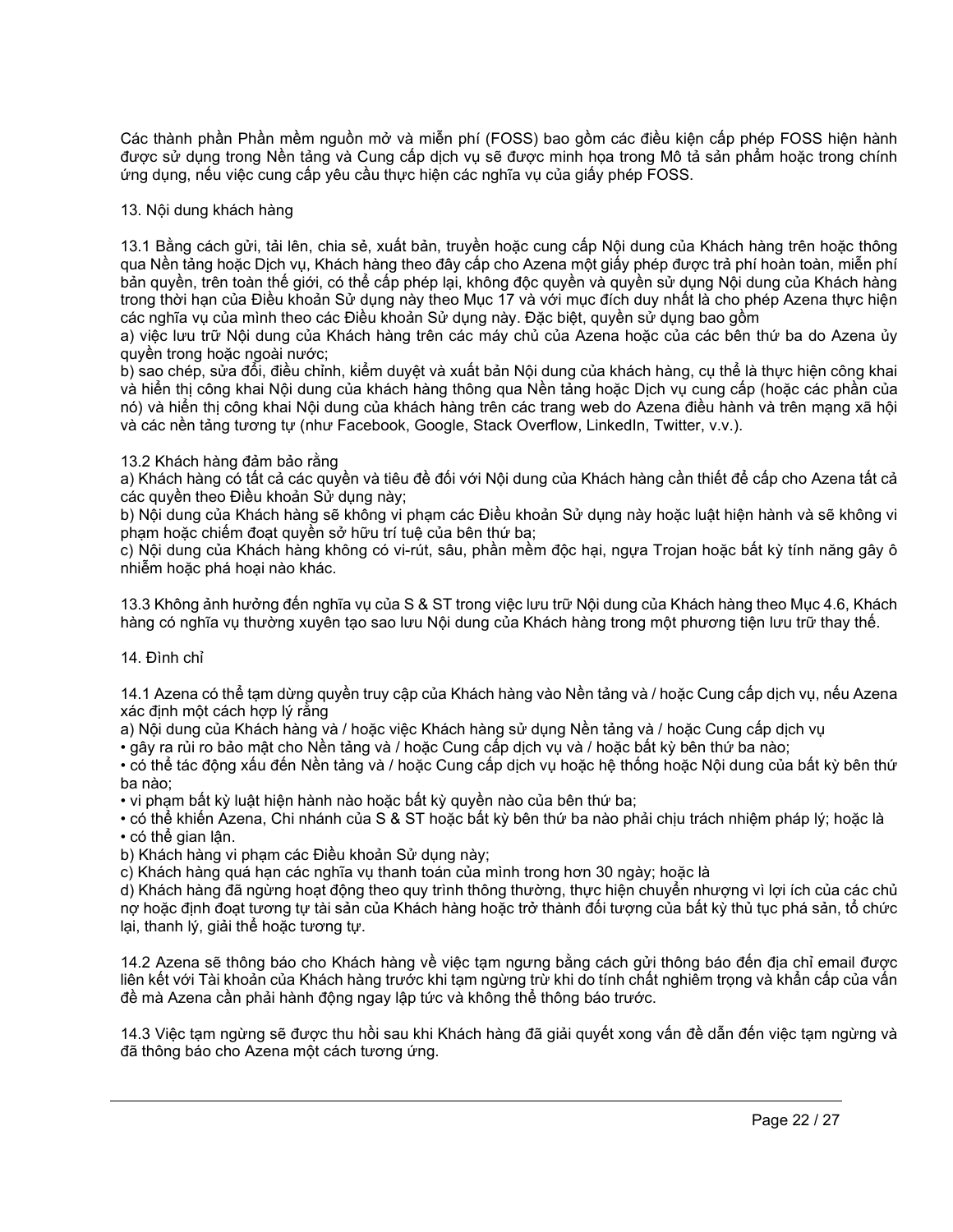Các thành phần Phần mềm nguồn mở và miễn phí (FOSS) bao gồm các điều kiện cấp phép FOSS hiện hành được sử dụng trong Nền tảng và Cung cấp dịch vụ sẽ được minh họa trong Mô tả sản phẩm hoặc trong chính ứng dụng, nếu việc cung cấp yêu cầu thực hiện các nghĩa vụ của giấy phép FOSS.

## 13. Nội dung khách hàng

13.1 Bằng cách gửi, tải lên, chia sẻ, xuất bản, truyền hoặc cung cấp Nội dung của Khách hàng trên hoặc thông qua Nền tảng hoặc Dịch vụ, Khách hàng theo đây cấp cho Azena một giấy phép được trả phí hoàn toàn, miễn phí bản quyền, trên toàn thế giới, có thể cấp phép lại, không độc quyền và quyền sử dụng Nội dung của Khách hàng trong thời hạn của Điều khoản Sử dụng này theo Mục 17 và với mục đích duy nhất là cho phép Azena thực hiện các nghĩa vụ của mình theo các Điều khoản Sử dụng này. Đặc biệt, quyền sử dụng bao gồm
a) việc lưu trữ Nội dung của Khách hàng trên các máy chủ của Azena hoặc của các bên thứ ba do Azena ủy quyền trong hoặc ngoài nước;
b) sao chép, sửa đổi, điều chỉnh, kiểm duyệt và xuất bản Nội dung của khách hàng, cụ thể là thực hiện công khai và hiển thị công khai Nội dung của khách hàng thông qua Nền tảng hoặc Dịch vụ cung cấp (hoặc các phần của nó) và hiển thị công khai Nội dung của khách hàng trên các trang web do Azena điều hành và trên mạng xã hội và các nền tảng tương tự (như Facebook, Google, Stack Overflow, LinkedIn, Twitter, v.v.).

13.2 Khách hàng đảm bảo rằng
a) Khách hàng có tất cả các quyền và tiêu đề đối với Nội dung của Khách hàng cần thiết để cấp cho Azena tất cả các quyền theo Điều khoản Sử dụng này;
b) Nội dung của Khách hàng sẽ không vi phạm các Điều khoản Sử dụng này hoặc luật hiện hành và sẽ không vi phạm hoặc chiếm đoạt quyền sở hữu trí tuệ của bên thứ ba;
c) Nội dung của Khách hàng không có vi-rút, sâu, phần mềm độc hại, ngựa Trojan hoặc bất kỳ tính năng gây ô nhiễm hoặc phá hoại nào khác.

13.3 Không ảnh hưởng đến nghĩa vụ của S & ST trong việc lưu trữ Nội dung của Khách hàng theo Mục 4.6, Khách hàng có nghĩa vụ thường xuyên tạo sao lưu Nội dung của Khách hàng trong một phương tiện lưu trữ thay thế.

## 14. Đình chỉ

14.1 Azena có thể tạm dừng quyền truy cập của Khách hàng vào Nền tảng và / hoặc Cung cấp dịch vụ, nếu Azena xác định một cách hợp lý rằng
a) Nội dung của Khách hàng và / hoặc việc Khách hàng sử dụng Nền tảng và / hoặc Cung cấp dịch vụ
• gây ra rủi ro bảo mật cho Nền tảng và / hoặc Cung cấp dịch vụ và / hoặc bất kỳ bên thứ ba nào;
• có thể tác động xấu đến Nền tảng và / hoặc Cung cấp dịch vụ hoặc hệ thống hoặc Nội dung của bất kỳ bên thứ ba nào;
• vi phạm bất kỳ luật hiện hành nào hoặc bất kỳ quyền nào của bên thứ ba;
• có thể khiến Azena, Chi nhánh của S & ST hoặc bất kỳ bên thứ ba nào phải chịu trách nhiệm pháp lý; hoặc là
• có thể gian lận.
b) Khách hàng vi phạm các Điều khoản Sử dụng này;
c) Khách hàng quá hạn các nghĩa vụ thanh toán của mình trong hơn 30 ngày; hoặc là
d) Khách hàng đã ngừng hoạt động theo quy trình thông thường, thực hiện chuyển nhượng vì lợi ích của các chủ nợ hoặc định đoạt tương tự tài sản của Khách hàng hoặc trở thành đối tượng của bất kỳ thủ tục phá sản, tổ chức lại, thanh lý, giải thể hoặc tương tự.

14.2 Azena sẽ thông báo cho Khách hàng về việc tạm ngưng bằng cách gửi thông báo đến địa chỉ email được liên kết với Tài khoản của Khách hàng trước khi tạm ngừng trừ khi do tính chất nghiêm trọng và khẩn cấp của vấn đề mà Azena cần phải hành động ngay lập tức và không thể thông báo trước.

14.3 Việc tạm ngừng sẽ được thu hồi sau khi Khách hàng đã giải quyết xong vấn đề dẫn đến việc tạm ngừng và đã thông báo cho Azena một cách tương ứng.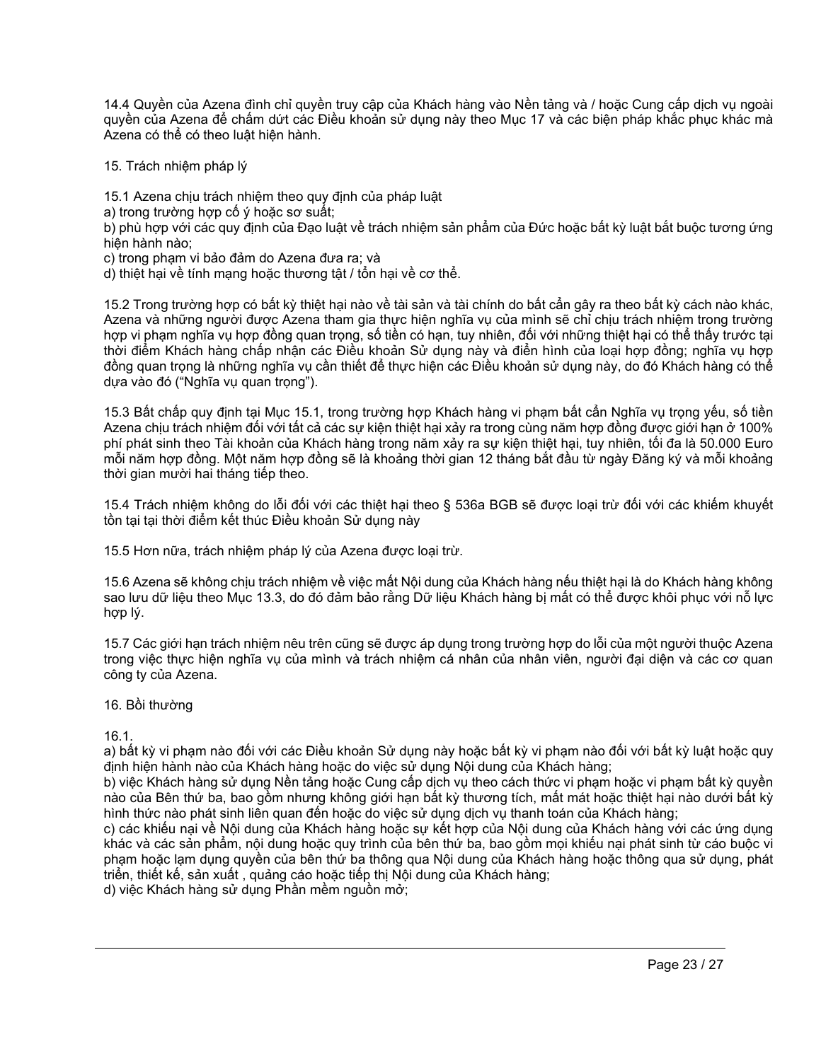14.4 Quyền của Azena đình chỉ quyền truy cập của Khách hàng vào Nền tảng và / hoặc Cung cấp dịch vụ ngoài quyền của Azena để chấm dứt các Điều khoản sử dụng này theo Mục 17 và các biện pháp khắc phục khác mà Azena có thể có theo luật hiện hành.

## 15. Trách nhiệm pháp lý

15.1 Azena chịu trách nhiệm theo quy định của pháp luật
a) trong trường hợp cố ý hoặc sơ suất;
b) phù hợp với các quy định của Đạo luật về trách nhiệm sản phẩm của Đức hoặc bất kỳ luật bắt buộc tương ứng hiện hành nào;
c) trong phạm vi bảo đảm do Azena đưa ra; và
d) thiệt hại về tính mạng hoặc thương tật / tổn hại về cơ thể.

15.2 Trong trường hợp có bất kỳ thiệt hại nào về tài sản và tài chính do bất cẩn gây ra theo bất kỳ cách nào khác, Azena và những người được Azena tham gia thực hiện nghĩa vụ của mình sẽ chỉ chịu trách nhiệm trong trường hợp vi phạm nghĩa vụ hợp đồng quan trọng, số tiền có hạn, tuy nhiên, đối với những thiệt hại có thể thấy trước tại thời điểm Khách hàng chấp nhận các Điều khoản Sử dụng này và điển hình của loại hợp đồng; nghĩa vụ hợp đồng quan trọng là những nghĩa vụ cần thiết để thực hiện các Điều khoản sử dụng này, do đó Khách hàng có thể dựa vào đó ("Nghĩa vụ quan trọng").

15.3 Bất chấp quy định tại Mục 15.1, trong trường hợp Khách hàng vi phạm bất cẩn Nghĩa vụ trọng yếu, số tiền Azena chịu trách nhiệm đối với tất cả các sự kiện thiệt hại xảy ra trong cùng năm hợp đồng được giới hạn ở 100% phí phát sinh theo Tài khoản của Khách hàng trong năm xảy ra sự kiện thiệt hại, tuy nhiên, tối đa là 50.000 Euro mỗi năm hợp đồng. Một năm hợp đồng sẽ là khoảng thời gian 12 tháng bắt đầu từ ngày Đăng ký và mỗi khoảng thời gian mười hai tháng tiếp theo.

15.4 Trách nhiệm không do lỗi đối với các thiệt hại theo § 536a BGB sẽ được loại trừ đối với các khiếm khuyết tồn tại tại thời điểm kết thúc Điều khoản Sử dụng này

15.5 Hơn nữa, trách nhiệm pháp lý của Azena được loại trừ.

15.6 Azena sẽ không chịu trách nhiệm về việc mất Nội dung của Khách hàng nếu thiệt hại là do Khách hàng không sao lưu dữ liệu theo Mục 13.3, do đó đảm bảo rằng Dữ liệu Khách hàng bị mất có thể được khôi phục với nỗ lực hợp lý.

15.7 Các giới hạn trách nhiệm nêu trên cũng sẽ được áp dụng trong trường hợp do lỗi của một người thuộc Azena trong việc thực hiện nghĩa vụ của mình và trách nhiệm cá nhân của nhân viên, người đại diện và các cơ quan công ty của Azena.

## 16. Bồi thường

16.1.
a) bất kỳ vi phạm nào đối với các Điều khoản Sử dụng này hoặc bất kỳ vi phạm nào đối với bất kỳ luật hoặc quy định hiện hành nào của Khách hàng hoặc do việc sử dụng Nội dung của Khách hàng;
b) việc Khách hàng sử dụng Nền tảng hoặc Cung cấp dịch vụ theo cách thức vi phạm hoặc vi phạm bất kỳ quyền nào của Bên thứ ba, bao gồm nhưng không giới hạn bất kỳ thương tích, mất mát hoặc thiệt hại nào dưới bất kỳ hình thức nào phát sinh liên quan đến hoặc do việc sử dụng dịch vụ thanh toán của Khách hàng;
c) các khiếu nại về Nội dung của Khách hàng hoặc sự kết hợp của Nội dung của Khách hàng với các ứng dụng khác và các sản phẩm, nội dung hoặc quy trình của bên thứ ba, bao gồm mọi khiếu nại phát sinh từ cáo buộc vi phạm hoặc lạm dụng quyền của bên thứ ba thông qua Nội dung của Khách hàng hoặc thông qua sử dụng, phát triển, thiết kế, sản xuất , quảng cáo hoặc tiếp thị Nội dung của Khách hàng;
d) việc Khách hàng sử dụng Phần mềm nguồn mở;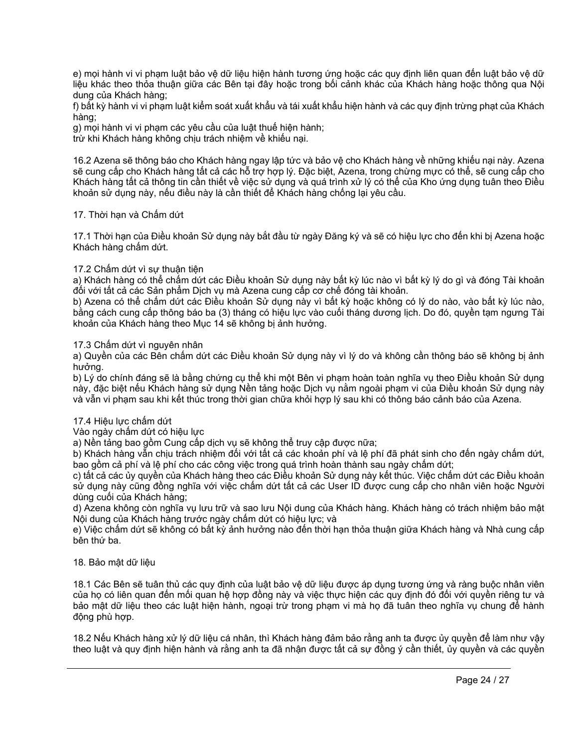e) mọi hành vi vi phạm luật bảo vệ dữ liệu hiện hành tương ứng hoặc các quy định liên quan đến luật bảo vệ dữ liệu khác theo thỏa thuận giữa các Bên tại đây hoặc trong bối cảnh khác của Khách hàng hoặc thông qua Nội dung của Khách hàng;
f) bất kỳ hành vi vi phạm luật kiểm soát xuất khẩu và tái xuất khẩu hiện hành và các quy định trừng phạt của Khách hàng;
g) mọi hành vi vi phạm các yêu cầu của luật thuế hiện hành;
trừ khi Khách hàng không chịu trách nhiệm về khiếu nại.

16.2 Azena sẽ thông báo cho Khách hàng ngay lập tức và bảo vệ cho Khách hàng về những khiếu nại này. Azena sẽ cung cấp cho Khách hàng tất cả các hỗ trợ hợp lý. Đặc biệt, Azena, trong chừng mực có thể, sẽ cung cấp cho Khách hàng tất cả thông tin cần thiết về việc sử dụng và quá trình xử lý có thể của Kho ứng dụng tuân theo Điều khoản sử dụng này, nếu điều này là cần thiết để Khách hàng chống lại yêu cầu.

## 17. Thời hạn và Chấm dứt

17.1 Thời hạn của Điều khoản Sử dụng này bắt đầu từ ngày Đăng ký và sẽ có hiệu lực cho đến khi bị Azena hoặc Khách hàng chấm dứt.

17.2 Chấm dứt vì sự thuận tiện
a) Khách hàng có thể chấm dứt các Điều khoản Sử dụng này bất kỳ lúc nào vì bất kỳ lý do gì và đóng Tài khoản đối với tất cả các Sản phẩm Dịch vụ mà Azena cung cấp cơ chế đóng tài khoản.
b) Azena có thể chấm dứt các Điều khoản Sử dụng này vì bất kỳ hoặc không có lý do nào, vào bất kỳ lúc nào, bằng cách cung cấp thông báo ba (3) tháng có hiệu lực vào cuối tháng dương lịch. Do đó, quyền tạm ngưng Tài khoản của Khách hàng theo Mục 14 sẽ không bị ảnh hưởng.

17.3 Chấm dứt vì nguyên nhân
a) Quyền của các Bên chấm dứt các Điều khoản Sử dụng này vì lý do và không cần thông báo sẽ không bị ảnh hưởng.
b) Lý do chính đáng sẽ là bằng chứng cụ thể khi một Bên vi phạm hoàn toàn nghĩa vụ theo Điều khoản Sử dụng này, đặc biệt nếu Khách hàng sử dụng Nền tảng hoặc Dịch vụ nằm ngoài phạm vi của Điều khoản Sử dụng này và vẫn vi phạm sau khi kết thúc trong thời gian chữa khỏi hợp lý sau khi có thông báo cảnh báo của Azena.

17.4 Hiệu lực chấm dứt
Vào ngày chấm dứt có hiệu lực
a) Nền tảng bao gồm Cung cấp dịch vụ sẽ không thể truy cập được nữa;
b) Khách hàng vẫn chịu trách nhiệm đối với tất cả các khoản phí và lệ phí đã phát sinh cho đến ngày chấm dứt, bao gồm cả phí và lệ phí cho các công việc trong quá trình hoàn thành sau ngày chấm dứt;
c) tất cả các ủy quyền của Khách hàng theo các Điều khoản Sử dụng này kết thúc. Việc chấm dứt các Điều khoản sử dụng này cũng đồng nghĩa với việc chấm dứt tất cả các User ID được cung cấp cho nhân viên hoặc Người dùng cuối của Khách hàng;
d) Azena không còn nghĩa vụ lưu trữ và sao lưu Nội dung của Khách hàng. Khách hàng có trách nhiệm bảo mật Nội dung của Khách hàng trước ngày chấm dứt có hiệu lực; và
e) Việc chấm dứt sẽ không có bất kỳ ảnh hưởng nào đến thời hạn thỏa thuận giữa Khách hàng và Nhà cung cấp bên thứ ba.

## 18. Bảo mật dữ liệu

18.1 Các Bên sẽ tuân thủ các quy định của luật bảo vệ dữ liệu được áp dụng tương ứng và ràng buộc nhân viên của họ có liên quan đến mối quan hệ hợp đồng này và việc thực hiện các quy định đó đối với quyền riêng tư và bảo mật dữ liệu theo các luật hiện hành, ngoại trừ trong phạm vi mà họ đã tuân theo nghĩa vụ chung để hành động phù hợp.

18.2 Nếu Khách hàng xử lý dữ liệu cá nhân, thì Khách hàng đảm bảo rằng anh ta được ủy quyền để làm như vậy theo luật và quy định hiện hành và rằng anh ta đã nhận được tất cả sự đồng ý cần thiết, ủy quyền và các quyền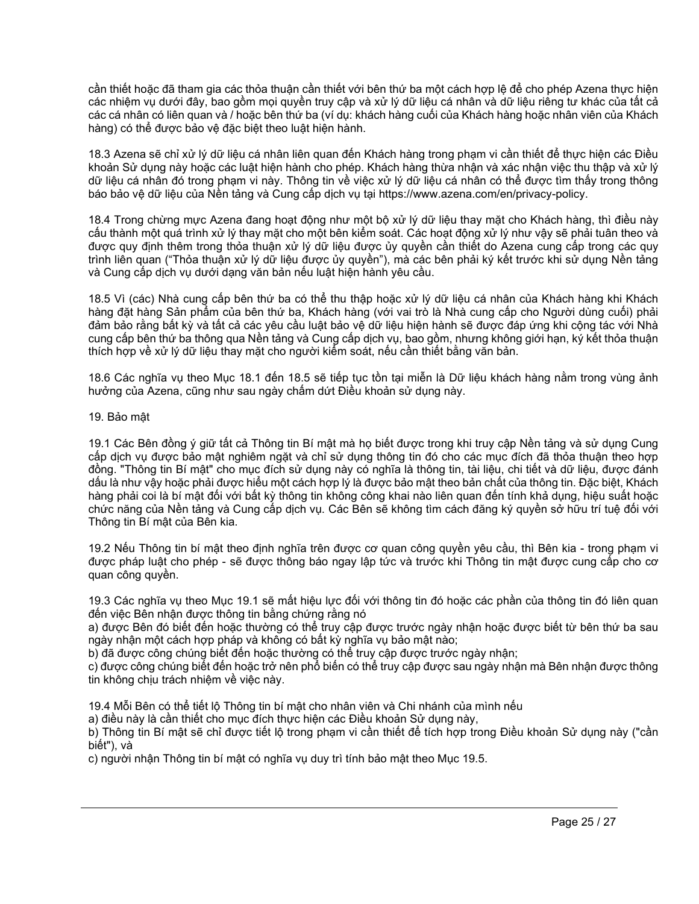cần thiết hoặc đã tham gia các thỏa thuận cần thiết với bên thứ ba một cách hợp lệ để cho phép Azena thực hiện các nhiệm vụ dưới đây, bao gồm mọi quyền truy cập và xử lý dữ liệu cá nhân và dữ liệu riêng tư khác của tất cả các cá nhân có liên quan và / hoặc bên thứ ba (ví dụ: khách hàng cuối của Khách hàng hoặc nhân viên của Khách hàng) có thể được bảo vệ đặc biệt theo luật hiện hành.

18.3 Azena sẽ chỉ xử lý dữ liệu cá nhân liên quan đến Khách hàng trong phạm vi cần thiết để thực hiện các Điều khoản Sử dụng này hoặc các luật hiện hành cho phép. Khách hàng thừa nhận và xác nhận việc thu thập và xử lý dữ liệu cá nhân đó trong phạm vi này. Thông tin về việc xử lý dữ liệu cá nhân có thể được tìm thấy trong thông báo bảo vệ dữ liệu của Nền tảng và Cung cấp dịch vụ tại https://www.azena.com/en/privacy-policy.

18.4 Trong chừng mực Azena đang hoạt động như một bộ xử lý dữ liệu thay mặt cho Khách hàng, thì điều này cấu thành một quá trình xử lý thay mặt cho một bên kiểm soát. Các hoạt động xử lý như vậy sẽ phải tuân theo và được quy định thêm trong thỏa thuận xử lý dữ liệu được ủy quyền cần thiết do Azena cung cấp trong các quy trình liên quan ("Thỏa thuận xử lý dữ liệu được ủy quyền"), mà các bên phải ký kết trước khi sử dụng Nền tảng và Cung cấp dịch vụ dưới dạng văn bản nếu luật hiện hành yêu cầu.

18.5 Vì (các) Nhà cung cấp bên thứ ba có thể thu thập hoặc xử lý dữ liệu cá nhân của Khách hàng khi Khách hàng đặt hàng Sản phẩm của bên thứ ba, Khách hàng (với vai trò là Nhà cung cấp cho Người dùng cuối) phải đảm bảo rằng bất kỳ và tất cả các yêu cầu luật bảo vệ dữ liệu hiện hành sẽ được đáp ứng khi cộng tác với Nhà cung cấp bên thứ ba thông qua Nền tảng và Cung cấp dịch vụ, bao gồm, nhưng không giới hạn, ký kết thỏa thuận thích hợp về xử lý dữ liệu thay mặt cho người kiểm soát, nếu cần thiết bằng văn bản.

18.6 Các nghĩa vụ theo Mục 18.1 đến 18.5 sẽ tiếp tục tồn tại miễn là Dữ liệu khách hàng nằm trong vùng ảnh hưởng của Azena, cũng như sau ngày chấm dứt Điều khoản sử dụng này.

19. Bảo mật

19.1 Các Bên đồng ý giữ tất cả Thông tin Bí mật mà họ biết được trong khi truy cập Nền tảng và sử dụng Cung cấp dịch vụ được bảo mật nghiêm ngặt và chỉ sử dụng thông tin đó cho các mục đích đã thỏa thuận theo hợp đồng. "Thông tin Bí mật" cho mục đích sử dụng này có nghĩa là thông tin, tài liệu, chi tiết và dữ liệu, được đánh dấu là như vậy hoặc phải được hiểu một cách hợp lý là được bảo mật theo bản chất của thông tin. Đặc biệt, Khách hàng phải coi là bí mật đối với bất kỳ thông tin không công khai nào liên quan đến tính khả dụng, hiệu suất hoặc chức năng của Nền tảng và Cung cấp dịch vụ. Các Bên sẽ không tìm cách đăng ký quyền sở hữu trí tuệ đối với Thông tin Bí mật của Bên kia.

19.2 Nếu Thông tin bí mật theo định nghĩa trên được cơ quan công quyền yêu cầu, thì Bên kia - trong phạm vi được pháp luật cho phép - sẽ được thông báo ngay lập tức và trước khi Thông tin mật được cung cấp cho cơ quan công quyền.

19.3 Các nghĩa vụ theo Mục 19.1 sẽ mất hiệu lực đối với thông tin đó hoặc các phần của thông tin đó liên quan đến việc Bên nhận được thông tin bằng chứng rằng nó
a) được Bên đó biết đến hoặc thường có thể truy cập được trước ngày nhận hoặc được biết từ bên thứ ba sau ngày nhận một cách hợp pháp và không có bất kỳ nghĩa vụ bảo mật nào;
b) đã được công chúng biết đến hoặc thường có thể truy cập được trước ngày nhận;
c) được công chúng biết đến hoặc trở nên phổ biến có thể truy cập được sau ngày nhận mà Bên nhận được thông tin không chịu trách nhiệm về việc này.

19.4 Mỗi Bên có thể tiết lộ Thông tin bí mật cho nhân viên và Chi nhánh của mình nếu
a) điều này là cần thiết cho mục đích thực hiện các Điều khoản Sử dụng này,
b) Thông tin Bí mật sẽ chỉ được tiết lộ trong phạm vi cần thiết để tích hợp trong Điều khoản Sử dụng này ("cần biết"), và
c) người nhận Thông tin bí mật có nghĩa vụ duy trì tính bảo mật theo Mục 19.5.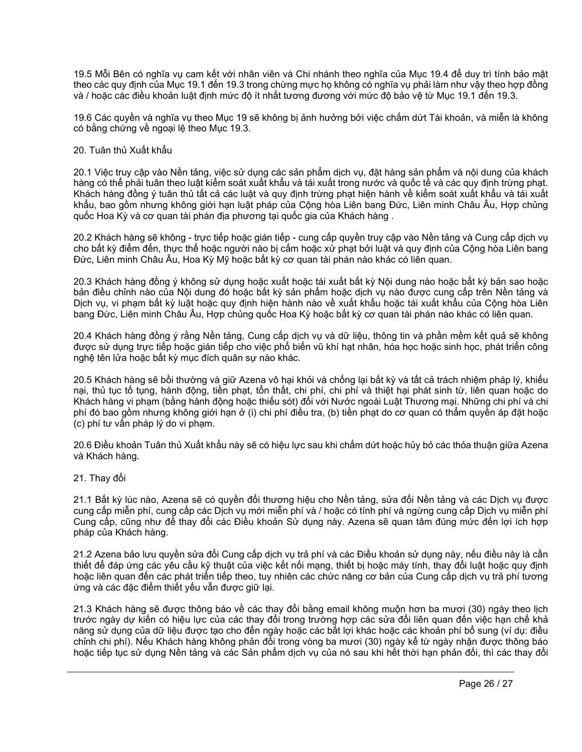19.5 Mỗi Bên có nghĩa vụ cam kết với nhân viên và Chi nhánh theo nghĩa của Mục 19.4 để duy trì tính bảo mật theo các quy định của Mục 19.1 đến 19.3 trong chừng mực họ không có nghĩa vụ phải làm như vậy theo hợp đồng và / hoặc các điều khoản luật định mức độ ít nhất tương đương với mức độ bảo vệ từ Mục 19.1 đến 19.3.

19.6 Các quyền và nghĩa vụ theo Mục 19 sẽ không bị ảnh hưởng bởi việc chấm dứt Tài khoản, và miễn là không có bằng chứng về ngoại lệ theo Mục 19.3.

20. Tuân thủ Xuất khẩu

20.1 Việc truy cập vào Nền tảng, việc sử dụng các sản phẩm dịch vụ, đặt hàng sản phẩm và nội dung của khách hàng có thể phải tuân theo luật kiểm soát xuất khẩu và tái xuất trong nước và quốc tế và các quy định trừng phạt. Khách hàng đồng ý tuân thủ tất cả các luật và quy định trừng phạt hiện hành về kiểm soát xuất khẩu và tái xuất khẩu, bao gồm nhưng không giới hạn luật pháp của Cộng hòa Liên bang Đức, Liên minh Châu Âu, Hợp chủng quốc Hoa Kỳ và cơ quan tài phán địa phương tại quốc gia của Khách hàng .

20.2 Khách hàng sẽ không - trực tiếp hoặc gián tiếp - cung cấp quyền truy cập vào Nền tảng và Cung cấp dịch vụ cho bất kỳ điểm đến, thực thể hoặc người nào bị cấm hoặc xử phạt bởi luật và quy định của Cộng hòa Liên bang Đức, Liên minh Châu Âu, Hoa Kỳ Mỹ hoặc bất kỳ cơ quan tài phán nào khác có liên quan.

20.3 Khách hàng đồng ý không sử dụng hoặc xuất hoặc tái xuất bất kỳ Nội dung nào hoặc bất kỳ bản sao hoặc bản điều chỉnh nào của Nội dung đó hoặc bất kỳ sản phẩm hoặc dịch vụ nào được cung cấp trên Nền tảng và Dịch vụ, vi phạm bất kỳ luật hoặc quy định hiện hành nào về xuất khẩu hoặc tái xuất khẩu của Cộng hòa Liên bang Đức, Liên minh Châu Âu, Hợp chủng quốc Hoa Kỳ hoặc bất kỳ cơ quan tài phán nào khác có liên quan.

20.4 Khách hàng đồng ý rằng Nền tảng, Cung cấp dịch vụ và dữ liệu, thông tin và phần mềm kết quả sẽ không được sử dụng trực tiếp hoặc gián tiếp cho việc phổ biến vũ khí hạt nhân, hóa học hoặc sinh học, phát triển công nghệ tên lửa hoặc bất kỳ mục đích quân sự nào khác.

20.5 Khách hàng sẽ bồi thường và giữ Azena vô hại khỏi và chống lại bất kỳ và tất cả trách nhiệm pháp lý, khiếu nại, thủ tục tố tụng, hành động, tiền phạt, tổn thất, chi phí, chi phí và thiệt hại phát sinh từ, liên quan hoặc do Khách hàng vi phạm (bằng hành động hoặc thiếu sót) đối với Nước ngoài Luật Thương mại. Những chi phí và chi phí đó bao gồm nhưng không giới hạn ở (i) chi phí điều tra, (b) tiền phạt do cơ quan có thẩm quyền áp đặt hoặc (c) phí tư vấn pháp lý do vi phạm.

20.6 Điều khoản Tuân thủ Xuất khẩu này sẽ có hiệu lực sau khi chấm dứt hoặc hủy bỏ các thỏa thuận giữa Azena và Khách hàng.

21. Thay đổi

21.1 Bất kỳ lúc nào, Azena sẽ có quyền đổi thương hiệu cho Nền tảng, sửa đổi Nền tảng và các Dịch vụ được cung cấp miễn phí, cung cấp các Dịch vụ mới miễn phí và / hoặc có tính phí và ngừng cung cấp Dịch vụ miễn phí Cung cấp, cũng như để thay đổi các Điều khoản Sử dụng này. Azena sẽ quan tâm đúng mức đến lợi ích hợp pháp của Khách hàng.

21.2 Azena bảo lưu quyền sửa đổi Cung cấp dịch vụ trả phí và các Điều khoản sử dụng này, nếu điều này là cần thiết để đáp ứng các yêu cầu kỹ thuật của việc kết nối mạng, thiết bị hoặc máy tính, thay đổi luật hoặc quy định hoặc liên quan đến các phát triển tiếp theo, tuy nhiên các chức năng cơ bản của Cung cấp dịch vụ trả phí tương ứng và các đặc điểm thiết yếu vẫn được giữ lại.

21.3 Khách hàng sẽ được thông báo về các thay đổi bằng email không muộn hơn ba mươi (30) ngày theo lịch trước ngày dự kiến có hiệu lực của các thay đổi trong trường hợp các sửa đổi liên quan đến việc hạn chế khả năng sử dụng của dữ liệu được tạo cho đến ngày hoặc các bất lợi khác hoặc các khoản phí bổ sung (ví dụ: điều chỉnh chi phí). Nếu Khách hàng không phản đối trong vòng ba mươi (30) ngày kể từ ngày nhận được thông báo hoặc tiếp tục sử dụng Nền tảng và các Sản phẩm dịch vụ của nó sau khi hết thời hạn phản đối, thì các thay đổi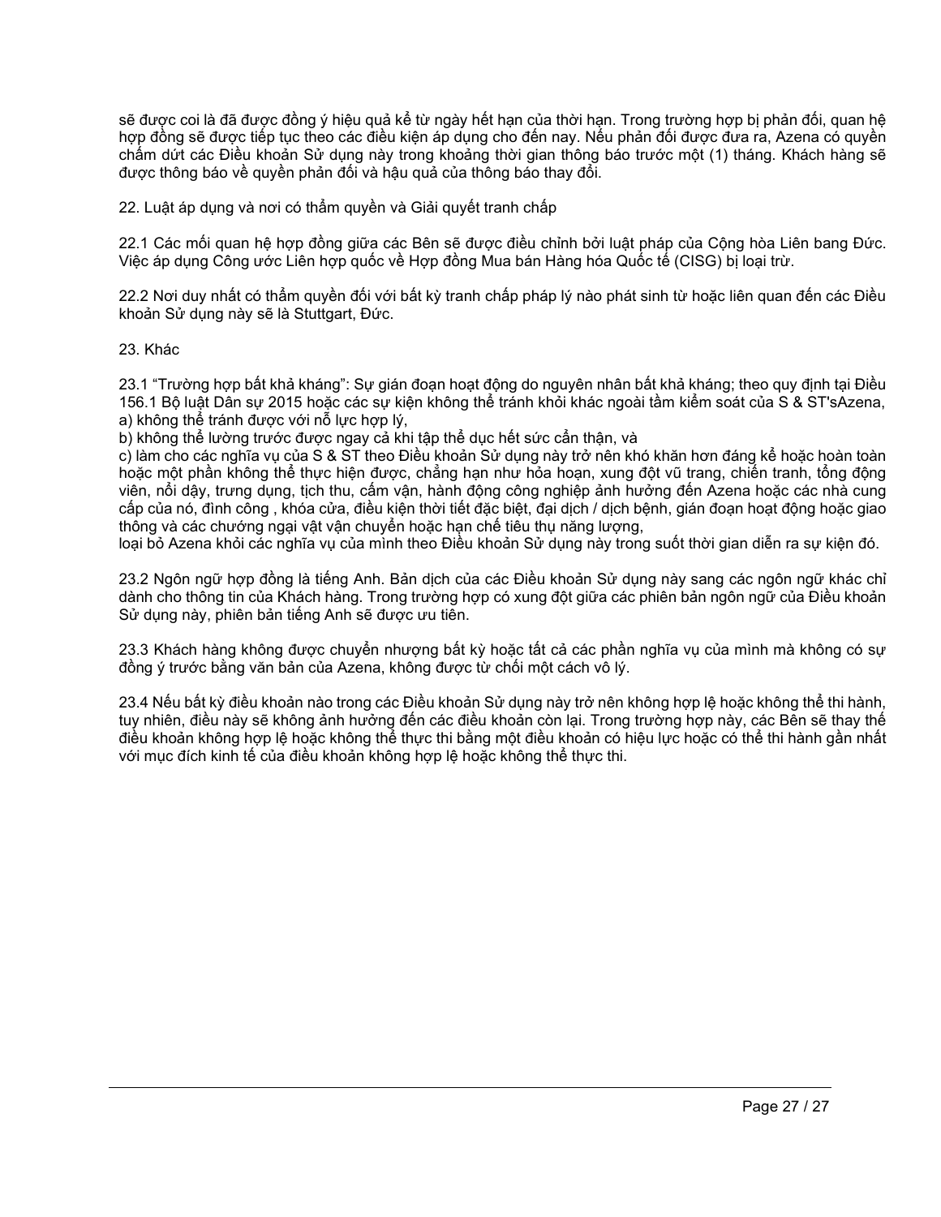sẽ được coi là đã được đồng ý hiệu quả kể từ ngày hết hạn của thời hạn. Trong trường hợp bị phản đối, quan hệ hợp đồng sẽ được tiếp tục theo các điều kiện áp dụng cho đến nay. Nếu phản đối được đưa ra, Azena có quyền chấm dứt các Điều khoản Sử dụng này trong khoảng thời gian thông báo trước một (1) tháng. Khách hàng sẽ được thông báo về quyền phản đối và hậu quả của thông báo thay đổi.

22. Luật áp dụng và nơi có thẩm quyền và Giải quyết tranh chấp

22.1 Các mối quan hệ hợp đồng giữa các Bên sẽ được điều chỉnh bởi luật pháp của Cộng hòa Liên bang Đức. Việc áp dụng Công ước Liên hợp quốc về Hợp đồng Mua bán Hàng hóa Quốc tế (CISG) bị loại trừ.

22.2 Nơi duy nhất có thẩm quyền đối với bất kỳ tranh chấp pháp lý nào phát sinh từ hoặc liên quan đến các Điều khoản Sử dụng này sẽ là Stuttgart, Đức.

23. Khác

23.1 "Trường hợp bất khả kháng": Sự gián đoạn hoạt động do nguyên nhân bất khả kháng; theo quy định tại Điều 156.1 Bộ luật Dân sự 2015 hoặc các sự kiện không thể tránh khỏi khác ngoài tầm kiểm soát của S & ST'sAzena,
a) không thể tránh được với nỗ lực hợp lý,
b) không thể lường trước được ngay cả khi tập thể dục hết sức cẩn thận, và
c) làm cho các nghĩa vụ của S & ST theo Điều khoản Sử dụng này trở nên khó khăn hơn đáng kể hoặc hoàn toàn hoặc một phần không thể thực hiện được, chẳng hạn như hỏa hoạn, xung đột vũ trang, chiến tranh, tổng động viên, nổi dậy, trưng dụng, tịch thu, cấm vận, hành động công nghiệp ảnh hưởng đến Azena hoặc các nhà cung cấp của nó, đình công , khóa cửa, điều kiện thời tiết đặc biệt, đại dịch / dịch bệnh, gián đoạn hoạt động hoặc giao thông và các chướng ngại vật vận chuyển hoặc hạn chế tiêu thụ năng lượng,
loại bỏ Azena khỏi các nghĩa vụ của mình theo Điều khoản Sử dụng này trong suốt thời gian diễn ra sự kiện đó.

23.2 Ngôn ngữ hợp đồng là tiếng Anh. Bản dịch của các Điều khoản Sử dụng này sang các ngôn ngữ khác chỉ dành cho thông tin của Khách hàng. Trong trường hợp có xung đột giữa các phiên bản ngôn ngữ của Điều khoản Sử dụng này, phiên bản tiếng Anh sẽ được ưu tiên.

23.3 Khách hàng không được chuyển nhượng bất kỳ hoặc tất cả các phần nghĩa vụ của mình mà không có sự đồng ý trước bằng văn bản của Azena, không được từ chối một cách vô lý.

23.4 Nếu bất kỳ điều khoản nào trong các Điều khoản Sử dụng này trở nên không hợp lệ hoặc không thể thi hành, tuy nhiên, điều này sẽ không ảnh hưởng đến các điều khoản còn lại. Trong trường hợp này, các Bên sẽ thay thế điều khoản không hợp lệ hoặc không thể thực thi bằng một điều khoản có hiệu lực hoặc có thể thi hành gần nhất với mục đích kinh tế của điều khoản không hợp lệ hoặc không thể thực thi.